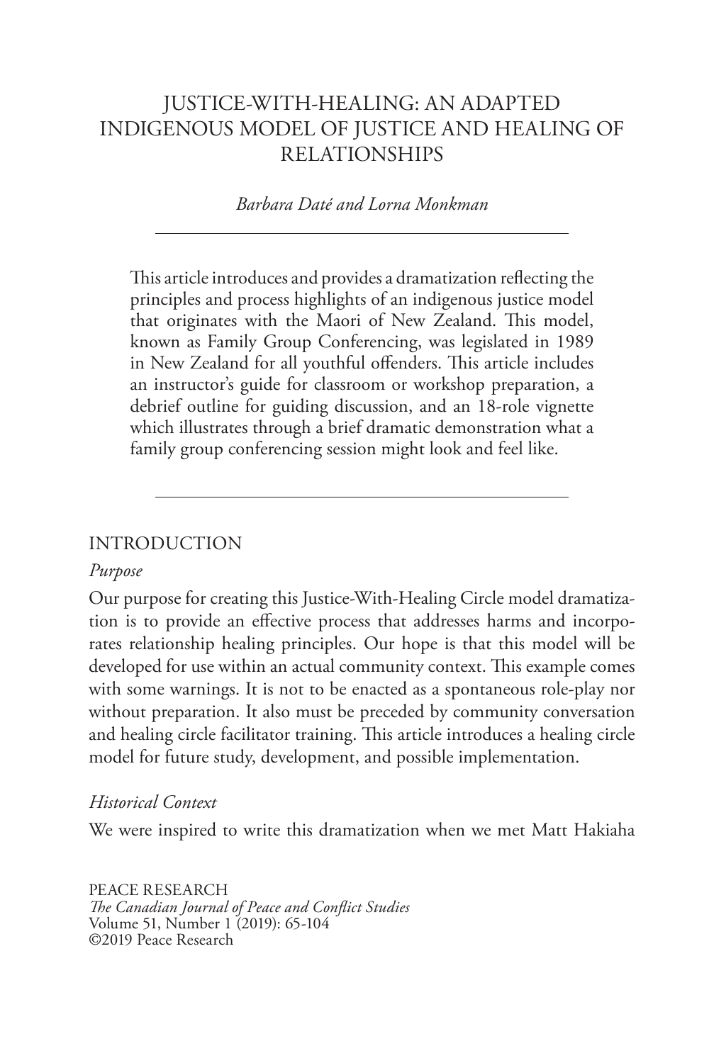# JUSTICE-WITH-HEALING: AN ADAPTED INDIGENOUS MODEL OF JUSTICE AND HEALING OF RELATIONSHIPS

*Barbara Daté and Lorna Monkman*

---

This article introduces and provides a dramatization reflecting the principles and process highlights of an indigenous justice model that originates with the Maori of New Zealand. This model, known as Family Group Conferencing, was legislated in 1989 in New Zealand for all youthful offenders. This article includes an instructor's guide for classroom or workshop preparation, a debrief outline for guiding discussion, and an 18-role vignette which illustrates through a brief dramatic demonstration what a family group conferencing session might look and feel like.

---

## INTRODUCTION

### *Purpose*

Our purpose for creating this Justice-With-Healing Circle model dramatization is to provide an effective process that addresses harms and incorporates relationship healing principles. Our hope is that this model will be developed for use within an actual community context. This example comes with some warnings. It is not to be enacted as a spontaneous role-play nor without preparation. It also must be preceded by community conversation and healing circle facilitator training. This article introduces a healing circle model for future study, development, and possible implementation.

### *Historical Context*

We were inspired to write this dramatization when we met Matt Hakiaha

PEACE RESEARCH
*The Canadian Journal of Peace and Conflict Studies*
Volume 51, Number 1 (2019): 65-104
©2019 Peace Research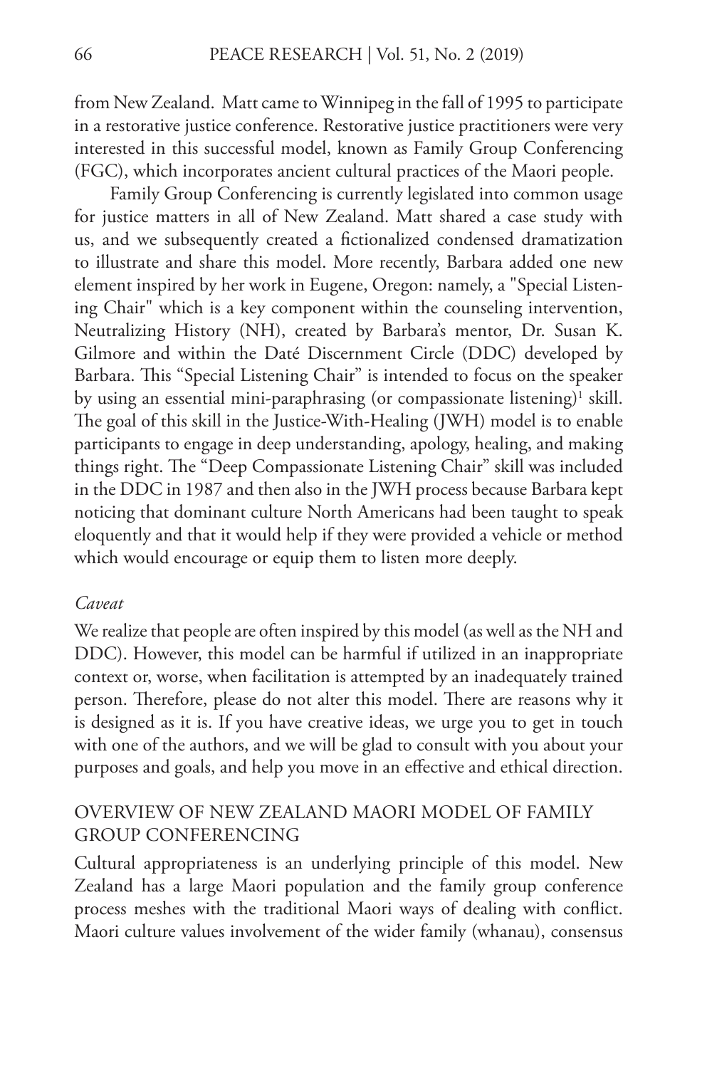from New Zealand. Matt came to Winnipeg in the fall of 1995 to participate in a restorative justice conference. Restorative justice practitioners were very interested in this successful model, known as Family Group Conferencing (FGC), which incorporates ancient cultural practices of the Maori people.

Family Group Conferencing is currently legislated into common usage for justice matters in all of New Zealand. Matt shared a case study with us, and we subsequently created a fictionalized condensed dramatization to illustrate and share this model. More recently, Barbara added one new element inspired by her work in Eugene, Oregon: namely, a "Special Listening Chair" which is a key component within the counseling intervention, Neutralizing History (NH), created by Barbara's mentor, Dr. Susan K. Gilmore and within the Daté Discernment Circle (DDC) developed by Barbara. This "Special Listening Chair" is intended to focus on the speaker by using an essential mini-paraphrasing (or compassionate listening)[1] skill. The goal of this skill in the Justice-With-Healing (JWH) model is to enable participants to engage in deep understanding, apology, healing, and making things right. The "Deep Compassionate Listening Chair" skill was included in the DDC in 1987 and then also in the JWH process because Barbara kept noticing that dominant culture North Americans had been taught to speak eloquently and that it would help if they were provided a vehicle or method which would encourage or equip them to listen more deeply.

*Caveat*

We realize that people are often inspired by this model (as well as the NH and DDC). However, this model can be harmful if utilized in an inappropriate context or, worse, when facilitation is attempted by an inadequately trained person. Therefore, please do not alter this model. There are reasons why it is designed as it is. If you have creative ideas, we urge you to get in touch with one of the authors, and we will be glad to consult with you about your purposes and goals, and help you move in an effective and ethical direction.

## OVERVIEW OF NEW ZEALAND MAORI MODEL OF FAMILY GROUP CONFERENCING

Cultural appropriateness is an underlying principle of this model. New Zealand has a large Maori population and the family group conference process meshes with the traditional Maori ways of dealing with conflict. Maori culture values involvement of the wider family (whanau), consensus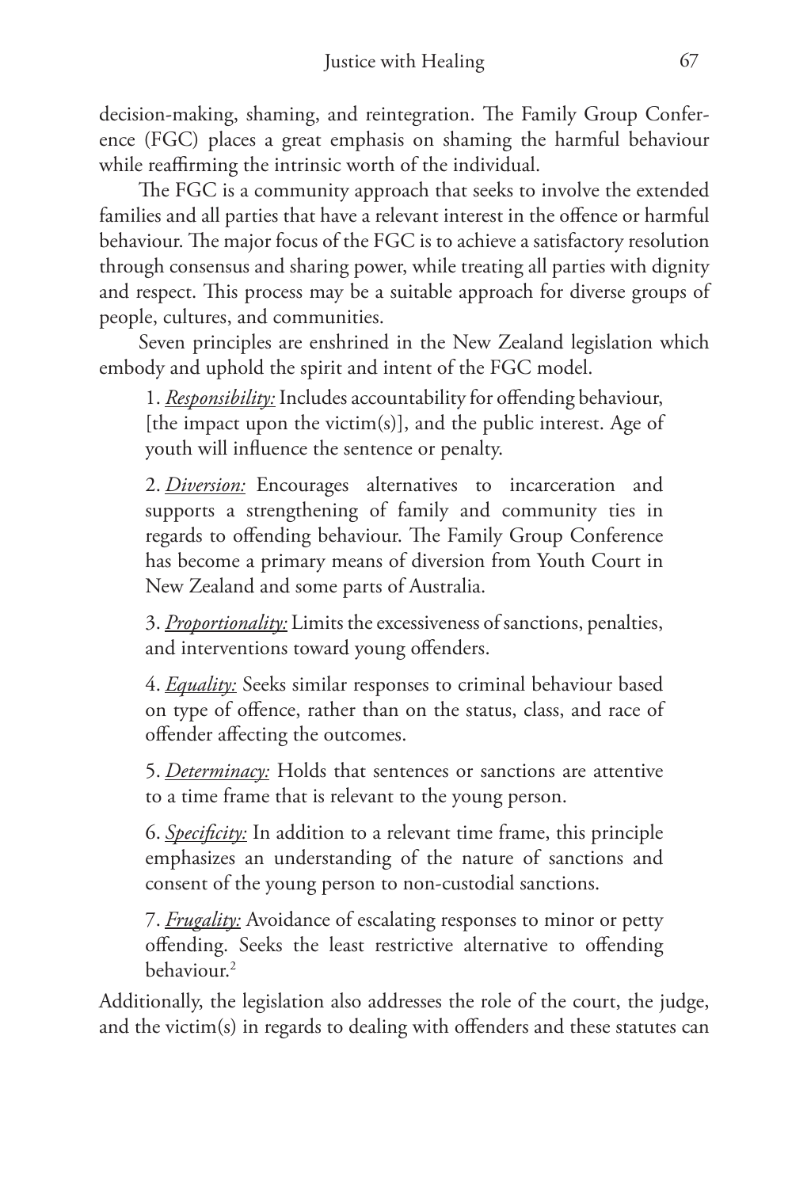decision-making, shaming, and reintegration. The Family Group Conference (FGC) places a great emphasis on shaming the harmful behaviour while reaffirming the intrinsic worth of the individual.

The FGC is a community approach that seeks to involve the extended families and all parties that have a relevant interest in the offence or harmful behaviour. The major focus of the FGC is to achieve a satisfactory resolution through consensus and sharing power, while treating all parties with dignity and respect. This process may be a suitable approach for diverse groups of people, cultures, and communities.

Seven principles are enshrined in the New Zealand legislation which embody and uphold the spirit and intent of the FGC model.

> 1. ***Responsibility:*** Includes accountability for offending behaviour, [the impact upon the victim(s)], and the public interest. Age of youth will influence the sentence or penalty.
>
> 2. ***Diversion:*** Encourages alternatives to incarceration and supports a strengthening of family and community ties in regards to offending behaviour. The Family Group Conference has become a primary means of diversion from Youth Court in New Zealand and some parts of Australia.
>
> 3. ***Proportionality:*** Limits the excessiveness of sanctions, penalties, and interventions toward young offenders.
>
> 4. ***Equality:*** Seeks similar responses to criminal behaviour based on type of offence, rather than on the status, class, and race of offender affecting the outcomes.
>
> 5. ***Determinacy:*** Holds that sentences or sanctions are attentive to a time frame that is relevant to the young person.
>
> 6. ***Specificity:*** In addition to a relevant time frame, this principle emphasizes an understanding of the nature of sanctions and consent of the young person to non-custodial sanctions.
>
> 7. ***Frugality:*** Avoidance of escalating responses to minor or petty offending. Seeks the least restrictive alternative to offending behaviour.[2]

Additionally, the legislation also addresses the role of the court, the judge, and the victim(s) in regards to dealing with offenders and these statutes can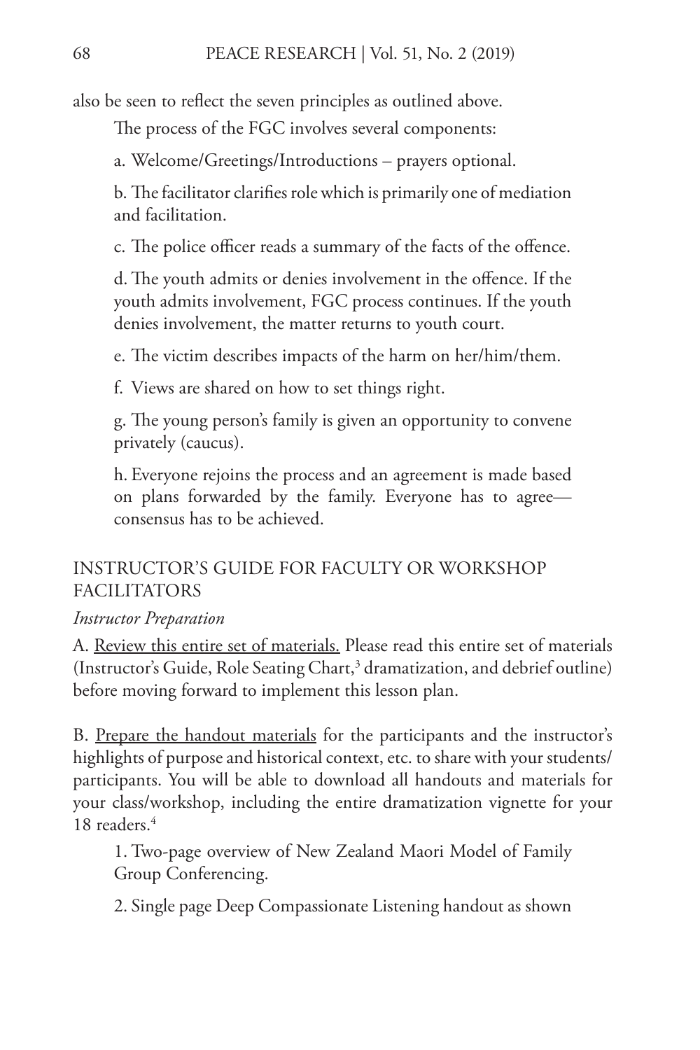also be seen to reflect the seven principles as outlined above.

The process of the FGC involves several components:

a. Welcome/Greetings/Introductions – prayers optional.

b. The facilitator clarifies role which is primarily one of mediation and facilitation.

c. The police officer reads a summary of the facts of the offence.

d. The youth admits or denies involvement in the offence. If the youth admits involvement, FGC process continues. If the youth denies involvement, the matter returns to youth court.

e. The victim describes impacts of the harm on her/him/them.

f. Views are shared on how to set things right.

g. The young person's family is given an opportunity to convene privately (caucus).

h. Everyone rejoins the process and an agreement is made based on plans forwarded by the family. Everyone has to agree—consensus has to be achieved.

## INSTRUCTOR'S GUIDE FOR FACULTY OR WORKSHOP FACILITATORS

*Instructor Preparation*

A. Review this entire set of materials. Please read this entire set of materials (Instructor's Guide, Role Seating Chart,[3] dramatization, and debrief outline) before moving forward to implement this lesson plan.

B. Prepare the handout materials for the participants and the instructor's highlights of purpose and historical context, etc. to share with your students/participants. You will be able to download all handouts and materials for your class/workshop, including the entire dramatization vignette for your 18 readers.[4]

1. Two-page overview of New Zealand Maori Model of Family Group Conferencing.

2. Single page Deep Compassionate Listening handout as shown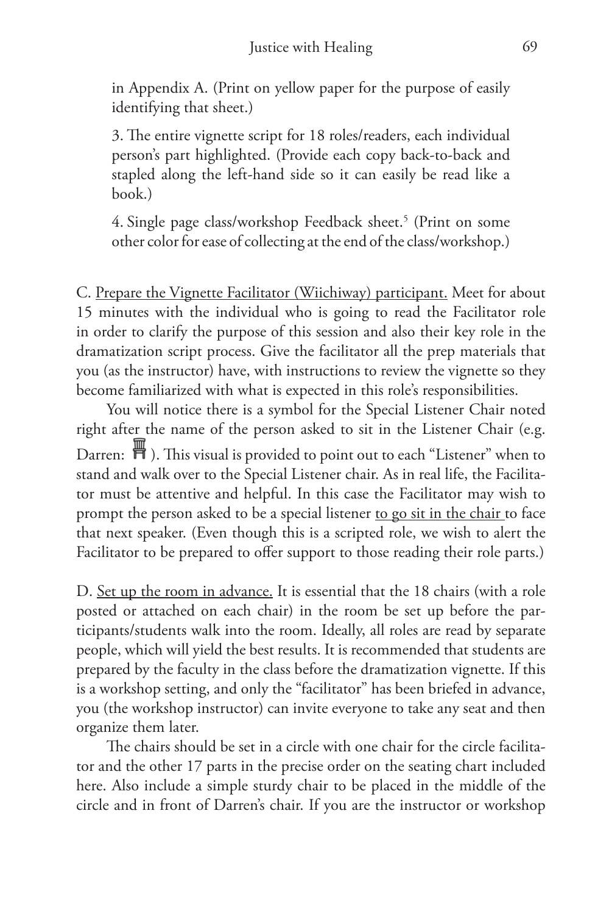in Appendix A. (Print on yellow paper for the purpose of easily identifying that sheet.)

3. The entire vignette script for 18 roles/readers, each individual person's part highlighted. (Provide each copy back-to-back and stapled along the left-hand side so it can easily be read like a book.)

4. Single page class/workshop Feedback sheet.[5] (Print on some other color for ease of collecting at the end of the class/workshop.)

C. <u>Prepare the Vignette Facilitator (Wiichiway) participant.</u> Meet for about 15 minutes with the individual who is going to read the Facilitator role in order to clarify the purpose of this session and also their key role in the dramatization script process. Give the facilitator all the prep materials that you (as the instructor) have, with instructions to review the vignette so they become familiarized with what is expected in this role's responsibilities.

You will notice there is a symbol for the Special Listener Chair noted right after the name of the person asked to sit in the Listener Chair (e.g. Darren: 🪑). This visual is provided to point out to each "Listener" when to stand and walk over to the Special Listener chair. As in real life, the Facilitator must be attentive and helpful. In this case the Facilitator may wish to prompt the person asked to be a special listener <u>to go sit in the chair</u> to face that next speaker. (Even though this is a scripted role, we wish to alert the Facilitator to be prepared to offer support to those reading their role parts.)

D. <u>Set up the room in advance.</u> It is essential that the 18 chairs (with a role posted or attached on each chair) in the room be set up before the participants/students walk into the room. Ideally, all roles are read by separate people, which will yield the best results. It is recommended that students are prepared by the faculty in the class before the dramatization vignette. If this is a workshop setting, and only the "facilitator" has been briefed in advance, you (the workshop instructor) can invite everyone to take any seat and then organize them later.

The chairs should be set in a circle with one chair for the circle facilitator and the other 17 parts in the precise order on the seating chart included here. Also include a simple sturdy chair to be placed in the middle of the circle and in front of Darren's chair. If you are the instructor or workshop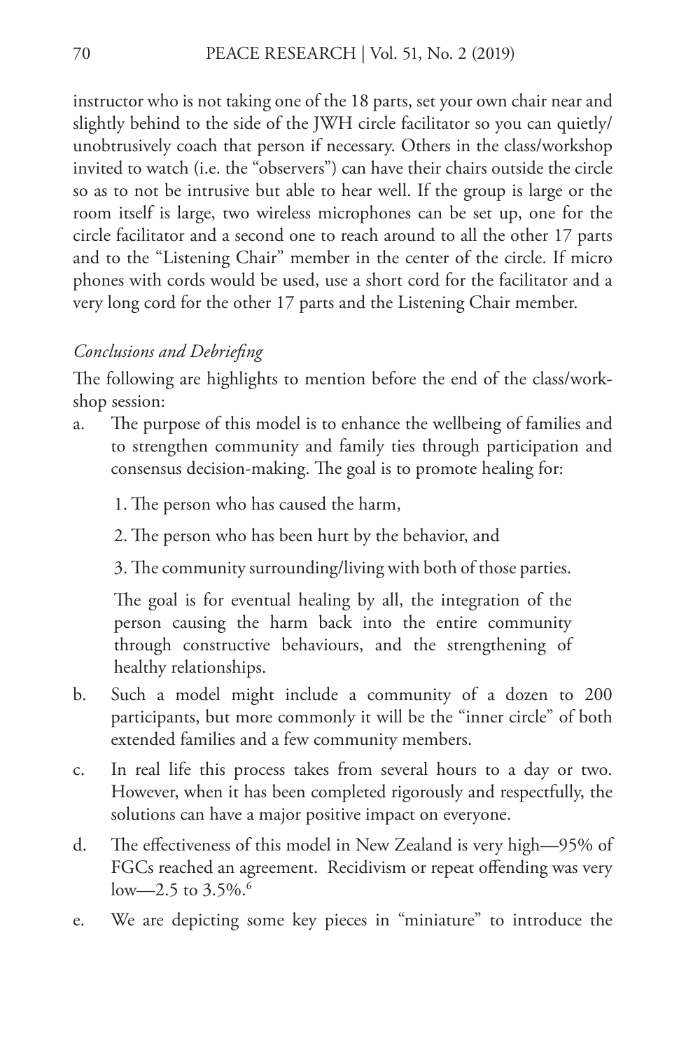instructor who is not taking one of the 18 parts, set your own chair near and slightly behind to the side of the JWH circle facilitator so you can quietly/unobtrusively coach that person if necessary. Others in the class/workshop invited to watch (i.e. the "observers") can have their chairs outside the circle so as to not be intrusive but able to hear well. If the group is large or the room itself is large, two wireless microphones can be set up, one for the circle facilitator and a second one to reach around to all the other 17 parts and to the "Listening Chair" member in the center of the circle. If micro phones with cords would be used, use a short cord for the facilitator and a very long cord for the other 17 parts and the Listening Chair member.

*Conclusions and Debriefing*

The following are highlights to mention before the end of the class/workshop session:

a. The purpose of this model is to enhance the wellbeing of families and to strengthen community and family ties through participation and consensus decision-making. The goal is to promote healing for:

   1. The person who has caused the harm,

   2. The person who has been hurt by the behavior, and

   3. The community surrounding/living with both of those parties.

   The goal is for eventual healing by all, the integration of the person causing the harm back into the entire community through constructive behaviours, and the strengthening of healthy relationships.

b. Such a model might include a community of a dozen to 200 participants, but more commonly it will be the "inner circle" of both extended families and a few community members.

c. In real life this process takes from several hours to a day or two. However, when it has been completed rigorously and respectfully, the solutions can have a major positive impact on everyone.

d. The effectiveness of this model in New Zealand is very high—95% of FGCs reached an agreement. Recidivism or repeat offending was very low—2.5 to 3.5%.[6]

e. We are depicting some key pieces in "miniature" to introduce the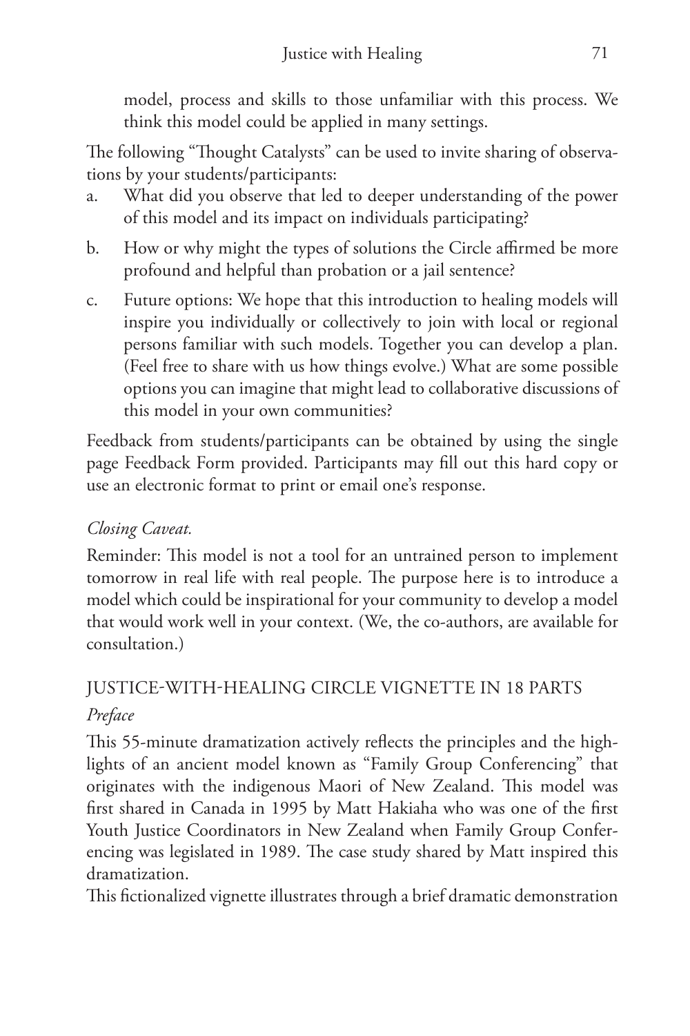model, process and skills to those unfamiliar with this process. We think this model could be applied in many settings.

The following "Thought Catalysts" can be used to invite sharing of observations by your students/participants:

a. What did you observe that led to deeper understanding of the power of this model and its impact on individuals participating?
b. How or why might the types of solutions the Circle affirmed be more profound and helpful than probation or a jail sentence?
c. Future options: We hope that this introduction to healing models will inspire you individually or collectively to join with local or regional persons familiar with such models. Together you can develop a plan. (Feel free to share with us how things evolve.) What are some possible options you can imagine that might lead to collaborative discussions of this model in your own communities?

Feedback from students/participants can be obtained by using the single page Feedback Form provided. Participants may fill out this hard copy or use an electronic format to print or email one's response.

*Closing Caveat.*

Reminder: This model is not a tool for an untrained person to implement tomorrow in real life with real people. The purpose here is to introduce a model which could be inspirational for your community to develop a model that would work well in your context. (We, the co-authors, are available for consultation.)

## JUSTICE-WITH-HEALING CIRCLE VIGNETTE IN 18 PARTS

### *Preface*

This 55-minute dramatization actively reflects the principles and the highlights of an ancient model known as "Family Group Conferencing" that originates with the indigenous Maori of New Zealand. This model was first shared in Canada in 1995 by Matt Hakiaha who was one of the first Youth Justice Coordinators in New Zealand when Family Group Conferencing was legislated in 1989. The case study shared by Matt inspired this dramatization.

This fictionalized vignette illustrates through a brief dramatic demonstration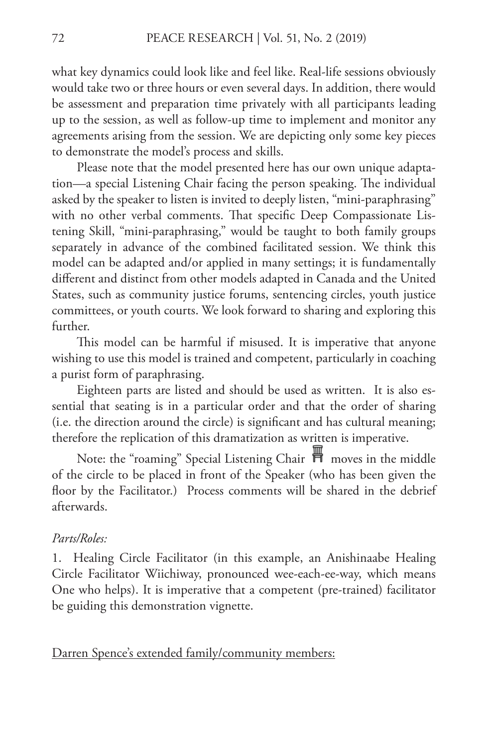what key dynamics could look like and feel like. Real-life sessions obviously would take two or three hours or even several days. In addition, there would be assessment and preparation time privately with all participants leading up to the session, as well as follow-up time to implement and monitor any agreements arising from the session. We are depicting only some key pieces to demonstrate the model's process and skills.

Please note that the model presented here has our own unique adaptation—a special Listening Chair facing the person speaking. The individual asked by the speaker to listen is invited to deeply listen, "mini-paraphrasing" with no other verbal comments. That specific Deep Compassionate Listening Skill, "mini-paraphrasing," would be taught to both family groups separately in advance of the combined facilitated session. We think this model can be adapted and/or applied in many settings; it is fundamentally different and distinct from other models adapted in Canada and the United States, such as community justice forums, sentencing circles, youth justice committees, or youth courts. We look forward to sharing and exploring this further.

This model can be harmful if misused. It is imperative that anyone wishing to use this model is trained and competent, particularly in coaching a purist form of paraphrasing.

Eighteen parts are listed and should be used as written. It is also essential that seating is in a particular order and that the order of sharing (i.e. the direction around the circle) is significant and has cultural meaning; therefore the replication of this dramatization as written is imperative.

Note: the "roaming" Special Listening Chair moves in the middle of the circle to be placed in front of the Speaker (who has been given the floor by the Facilitator.) Process comments will be shared in the debrief afterwards.

*Parts/Roles:*

1. Healing Circle Facilitator (in this example, an Anishinaabe Healing Circle Facilitator Wiichiway, pronounced wee-each-ee-way, which means One who helps). It is imperative that a competent (pre-trained) facilitator be guiding this demonstration vignette.

<u>Darren Spence's extended family/community members:</u>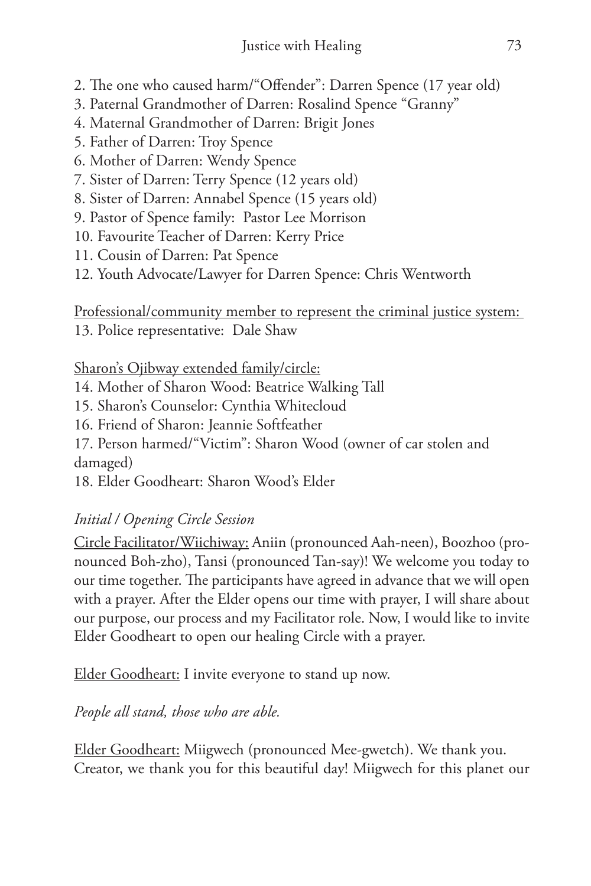2. The one who caused harm/"Offender": Darren Spence (17 year old)
3. Paternal Grandmother of Darren: Rosalind Spence "Granny"
4. Maternal Grandmother of Darren: Brigit Jones
5. Father of Darren: Troy Spence
6. Mother of Darren: Wendy Spence
7. Sister of Darren: Terry Spence (12 years old)
8. Sister of Darren: Annabel Spence (15 years old)
9. Pastor of Spence family: Pastor Lee Morrison
10. Favourite Teacher of Darren: Kerry Price
11. Cousin of Darren: Pat Spence
12. Youth Advocate/Lawyer for Darren Spence: Chris Wentworth

<u>Professional/community member to represent the criminal justice system:</u>

13. Police representative: Dale Shaw

<u>Sharon's Ojibway extended family/circle:</u>

14. Mother of Sharon Wood: Beatrice Walking Tall
15. Sharon's Counselor: Cynthia Whitecloud
16. Friend of Sharon: Jeannie Softfeather
17. Person harmed/"Victim": Sharon Wood (owner of car stolen and damaged)
18. Elder Goodheart: Sharon Wood's Elder

*Initial / Opening Circle Session*

<u>Circle Facilitator/Wiichiway:</u> Aniin (pronounced Aah-neen), Boozhoo (pronounced Boh-zho), Tansi (pronounced Tan-say)! We welcome you today to our time together. The participants have agreed in advance that we will open with a prayer. After the Elder opens our time with prayer, I will share about our purpose, our process and my Facilitator role. Now, I would like to invite Elder Goodheart to open our healing Circle with a prayer.

<u>Elder Goodheart:</u> I invite everyone to stand up now.

*People all stand, those who are able.*

<u>Elder Goodheart:</u> Miigwech (pronounced Mee-gwetch). We thank you. Creator, we thank you for this beautiful day! Miigwech for this planet our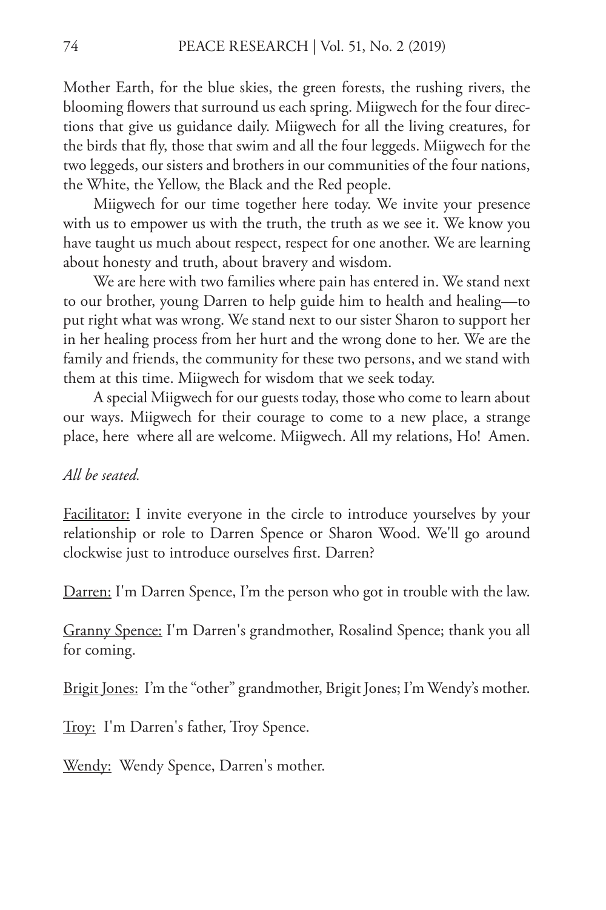Mother Earth, for the blue skies, the green forests, the rushing rivers, the blooming flowers that surround us each spring. Miigwech for the four directions that give us guidance daily. Miigwech for all the living creatures, for the birds that fly, those that swim and all the four leggeds. Miigwech for the two leggeds, our sisters and brothers in our communities of the four nations, the White, the Yellow, the Black and the Red people.

Miigwech for our time together here today. We invite your presence with us to empower us with the truth, the truth as we see it. We know you have taught us much about respect, respect for one another. We are learning about honesty and truth, about bravery and wisdom.

We are here with two families where pain has entered in. We stand next to our brother, young Darren to help guide him to health and healing—to put right what was wrong. We stand next to our sister Sharon to support her in her healing process from her hurt and the wrong done to her. We are the family and friends, the community for these two persons, and we stand with them at this time. Miigwech for wisdom that we seek today.

A special Miigwech for our guests today, those who come to learn about our ways. Miigwech for their courage to come to a new place, a strange place, here where all are welcome. Miigwech. All my relations, Ho! Amen.

*All be seated.*

Facilitator: I invite everyone in the circle to introduce yourselves by your relationship or role to Darren Spence or Sharon Wood. We'll go around clockwise just to introduce ourselves first. Darren?

Darren: I'm Darren Spence, I'm the person who got in trouble with the law.

Granny Spence: I'm Darren's grandmother, Rosalind Spence; thank you all for coming.

Brigit Jones: I'm the "other" grandmother, Brigit Jones; I'm Wendy's mother.

Troy: I'm Darren's father, Troy Spence.

Wendy: Wendy Spence, Darren's mother.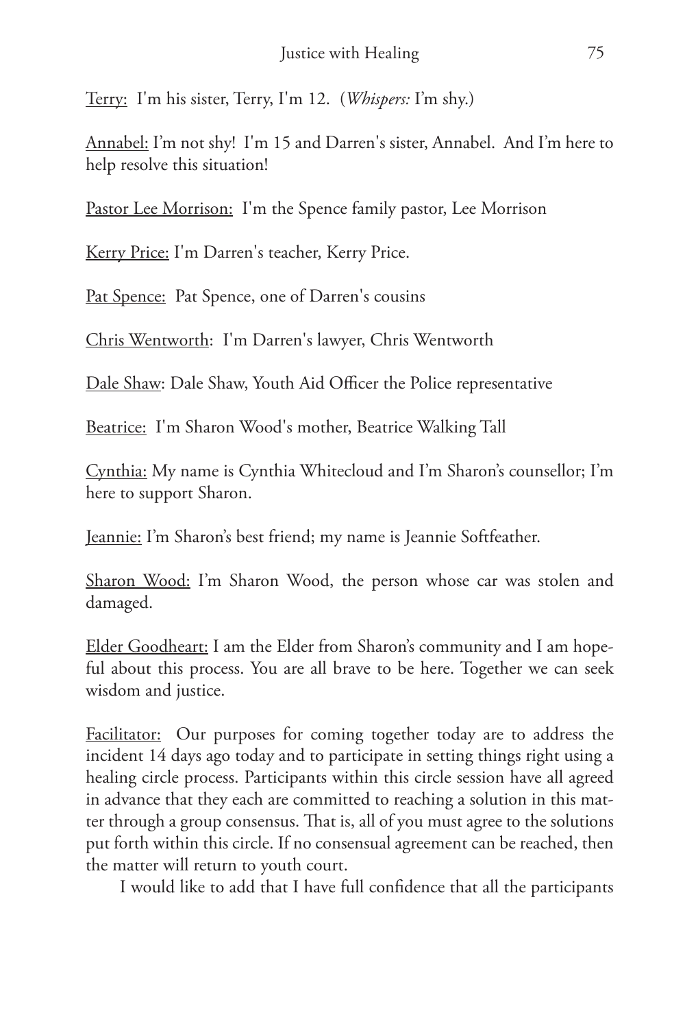Terry: I'm his sister, Terry, I'm 12. (*Whispers:* I'm shy.)

Annabel: I'm not shy! I'm 15 and Darren's sister, Annabel. And I'm here to help resolve this situation!

Pastor Lee Morrison: I'm the Spence family pastor, Lee Morrison

Kerry Price: I'm Darren's teacher, Kerry Price.

Pat Spence: Pat Spence, one of Darren's cousins

Chris Wentworth: I'm Darren's lawyer, Chris Wentworth

Dale Shaw: Dale Shaw, Youth Aid Officer the Police representative

Beatrice: I'm Sharon Wood's mother, Beatrice Walking Tall

Cynthia: My name is Cynthia Whitecloud and I'm Sharon's counsellor; I'm here to support Sharon.

Jeannie: I'm Sharon's best friend; my name is Jeannie Softfeather.

Sharon Wood: I'm Sharon Wood, the person whose car was stolen and damaged.

Elder Goodheart: I am the Elder from Sharon's community and I am hopeful about this process. You are all brave to be here. Together we can seek wisdom and justice.

Facilitator: Our purposes for coming together today are to address the incident 14 days ago today and to participate in setting things right using a healing circle process. Participants within this circle session have all agreed in advance that they each are committed to reaching a solution in this matter through a group consensus. That is, all of you must agree to the solutions put forth within this circle. If no consensual agreement can be reached, then the matter will return to youth court.

I would like to add that I have full confidence that all the participants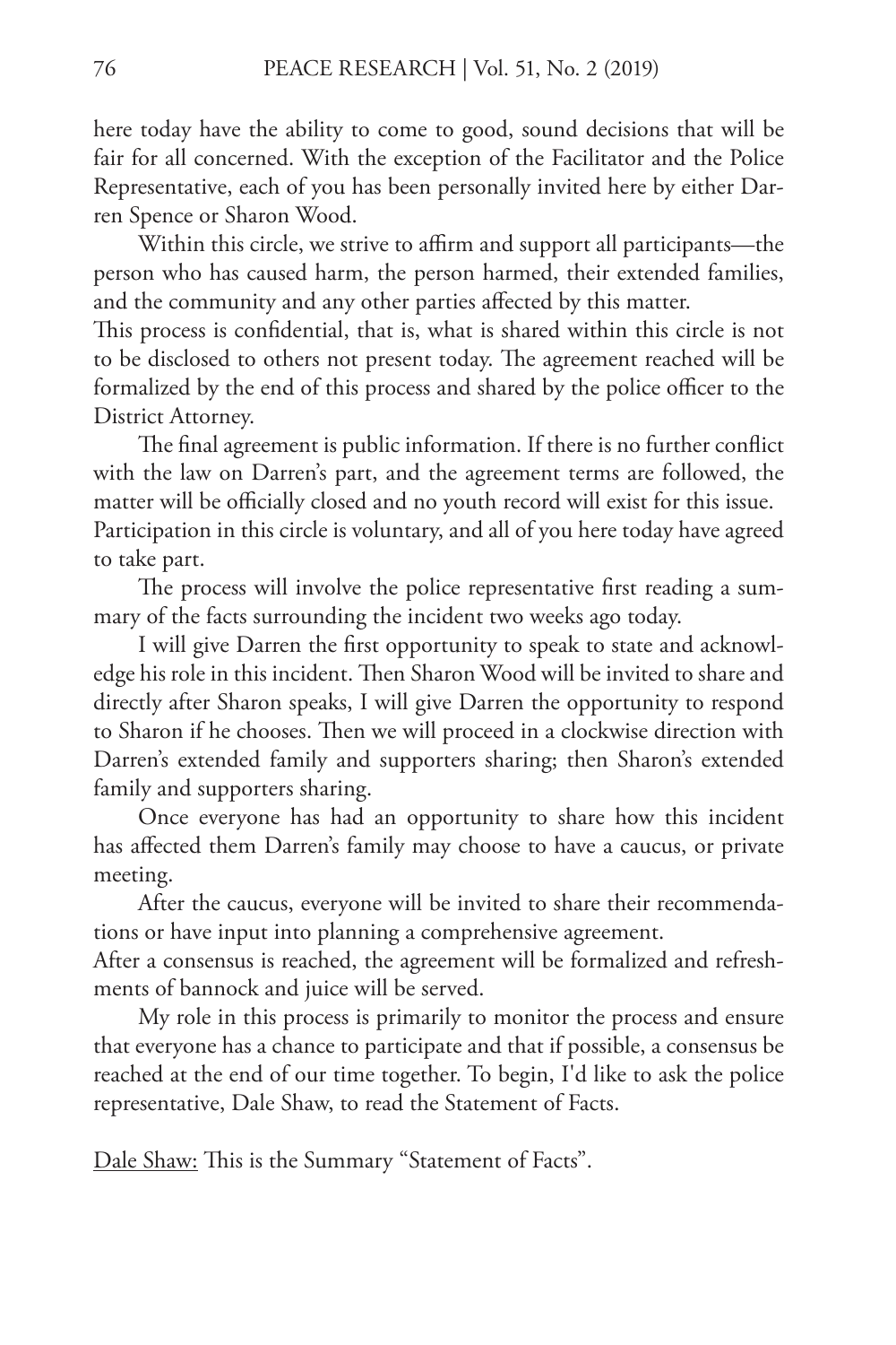here today have the ability to come to good, sound decisions that will be fair for all concerned. With the exception of the Facilitator and the Police Representative, each of you has been personally invited here by either Darren Spence or Sharon Wood.

Within this circle, we strive to affirm and support all participants—the person who has caused harm, the person harmed, their extended families, and the community and any other parties affected by this matter.

This process is confidential, that is, what is shared within this circle is not to be disclosed to others not present today. The agreement reached will be formalized by the end of this process and shared by the police officer to the District Attorney.

The final agreement is public information. If there is no further conflict with the law on Darren's part, and the agreement terms are followed, the matter will be officially closed and no youth record will exist for this issue. Participation in this circle is voluntary, and all of you here today have agreed to take part.

The process will involve the police representative first reading a summary of the facts surrounding the incident two weeks ago today.

I will give Darren the first opportunity to speak to state and acknowledge his role in this incident. Then Sharon Wood will be invited to share and directly after Sharon speaks, I will give Darren the opportunity to respond to Sharon if he chooses. Then we will proceed in a clockwise direction with Darren's extended family and supporters sharing; then Sharon's extended family and supporters sharing.

Once everyone has had an opportunity to share how this incident has affected them Darren's family may choose to have a caucus, or private meeting.

After the caucus, everyone will be invited to share their recommendations or have input into planning a comprehensive agreement.

After a consensus is reached, the agreement will be formalized and refreshments of bannock and juice will be served.

My role in this process is primarily to monitor the process and ensure that everyone has a chance to participate and that if possible, a consensus be reached at the end of our time together. To begin, I'd like to ask the police representative, Dale Shaw, to read the Statement of Facts.

<u>Dale Shaw:</u> This is the Summary "Statement of Facts".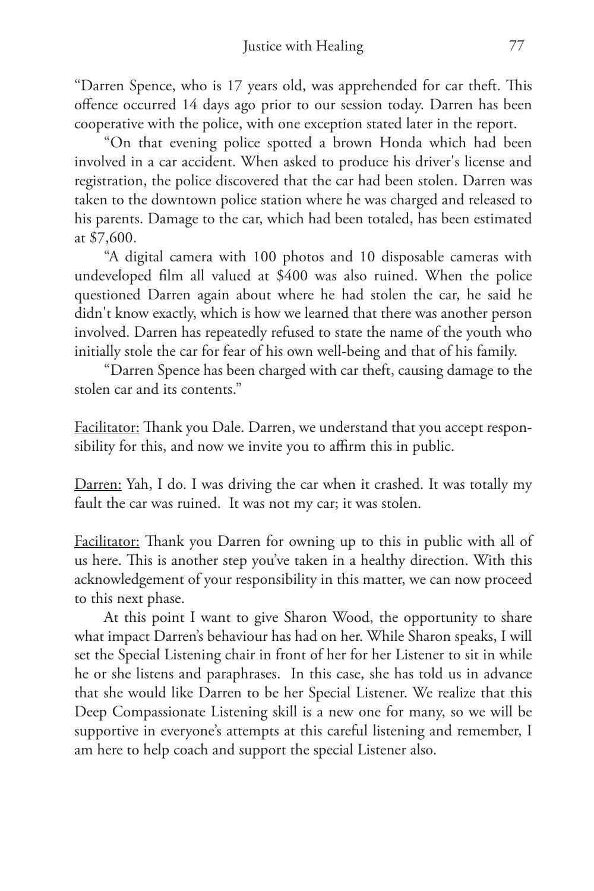"Darren Spence, who is 17 years old, was apprehended for car theft. This offence occurred 14 days ago prior to our session today. Darren has been cooperative with the police, with one exception stated later in the report.

"On that evening police spotted a brown Honda which had been involved in a car accident. When asked to produce his driver's license and registration, the police discovered that the car had been stolen. Darren was taken to the downtown police station where he was charged and released to his parents. Damage to the car, which had been totaled, has been estimated at $7,600.

"A digital camera with 100 photos and 10 disposable cameras with undeveloped film all valued at $400 was also ruined. When the police questioned Darren again about where he had stolen the car, he said he didn't know exactly, which is how we learned that there was another person involved. Darren has repeatedly refused to state the name of the youth who initially stole the car for fear of his own well-being and that of his family.

"Darren Spence has been charged with car theft, causing damage to the stolen car and its contents."

Facilitator: Thank you Dale. Darren, we understand that you accept responsibility for this, and now we invite you to affirm this in public.

Darren: Yah, I do. I was driving the car when it crashed. It was totally my fault the car was ruined. It was not my car; it was stolen.

Facilitator: Thank you Darren for owning up to this in public with all of us here. This is another step you've taken in a healthy direction. With this acknowledgement of your responsibility in this matter, we can now proceed to this next phase.

At this point I want to give Sharon Wood, the opportunity to share what impact Darren's behaviour has had on her. While Sharon speaks, I will set the Special Listening chair in front of her for her Listener to sit in while he or she listens and paraphrases. In this case, she has told us in advance that she would like Darren to be her Special Listener. We realize that this Deep Compassionate Listening skill is a new one for many, so we will be supportive in everyone's attempts at this careful listening and remember, I am here to help coach and support the special Listener also.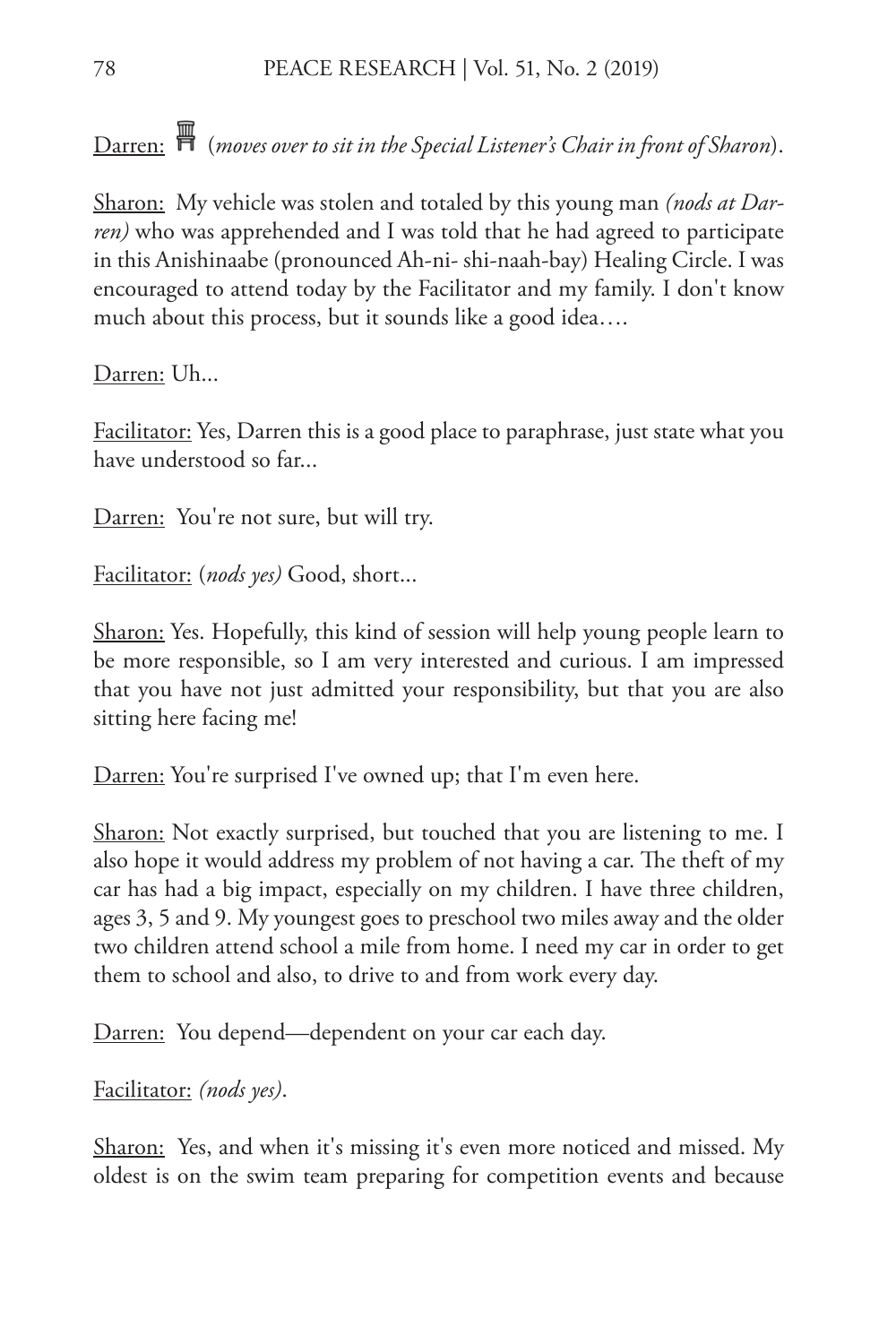Darren: 🪑 (*moves over to sit in the Special Listener's Chair in front of Sharon*).

Sharon: My vehicle was stolen and totaled by this young man *(nods at Darren)* who was apprehended and I was told that he had agreed to participate in this Anishinaabe (pronounced Ah-ni- shi-naah-bay) Healing Circle. I was encouraged to attend today by the Facilitator and my family. I don't know much about this process, but it sounds like a good idea….

Darren: Uh...

Facilitator: Yes, Darren this is a good place to paraphrase, just state what you have understood so far...

Darren: You're not sure, but will try.

Facilitator: (*nods yes)* Good, short...

Sharon: Yes. Hopefully, this kind of session will help young people learn to be more responsible, so I am very interested and curious. I am impressed that you have not just admitted your responsibility, but that you are also sitting here facing me!

Darren: You're surprised I've owned up; that I'm even here.

Sharon: Not exactly surprised, but touched that you are listening to me. I also hope it would address my problem of not having a car. The theft of my car has had a big impact, especially on my children. I have three children, ages 3, 5 and 9. My youngest goes to preschool two miles away and the older two children attend school a mile from home. I need my car in order to get them to school and also, to drive to and from work every day.

Darren: You depend—dependent on your car each day.

Facilitator: *(nods yes)*.

Sharon: Yes, and when it's missing it's even more noticed and missed. My oldest is on the swim team preparing for competition events and because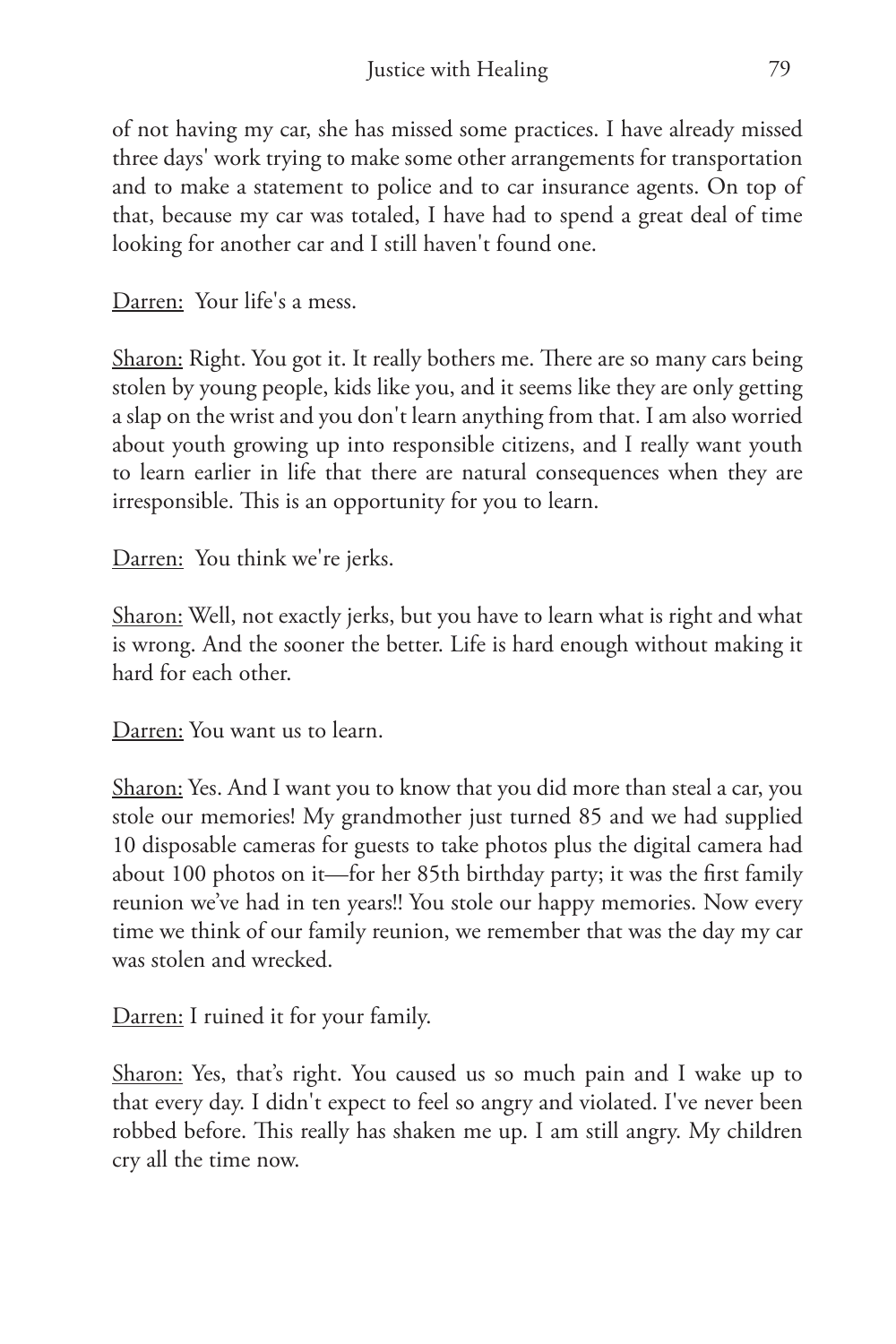of not having my car, she has missed some practices. I have already missed three days' work trying to make some other arrangements for transportation and to make a statement to police and to car insurance agents. On top of that, because my car was totaled, I have had to spend a great deal of time looking for another car and I still haven't found one.

Darren: Your life's a mess.

Sharon: Right. You got it. It really bothers me. There are so many cars being stolen by young people, kids like you, and it seems like they are only getting a slap on the wrist and you don't learn anything from that. I am also worried about youth growing up into responsible citizens, and I really want youth to learn earlier in life that there are natural consequences when they are irresponsible. This is an opportunity for you to learn.

Darren: You think we're jerks.

Sharon: Well, not exactly jerks, but you have to learn what is right and what is wrong. And the sooner the better. Life is hard enough without making it hard for each other.

Darren: You want us to learn.

Sharon: Yes. And I want you to know that you did more than steal a car, you stole our memories! My grandmother just turned 85 and we had supplied 10 disposable cameras for guests to take photos plus the digital camera had about 100 photos on it—for her 85th birthday party; it was the first family reunion we've had in ten years!! You stole our happy memories. Now every time we think of our family reunion, we remember that was the day my car was stolen and wrecked.

Darren: I ruined it for your family.

Sharon: Yes, that's right. You caused us so much pain and I wake up to that every day. I didn't expect to feel so angry and violated. I've never been robbed before. This really has shaken me up. I am still angry. My children cry all the time now.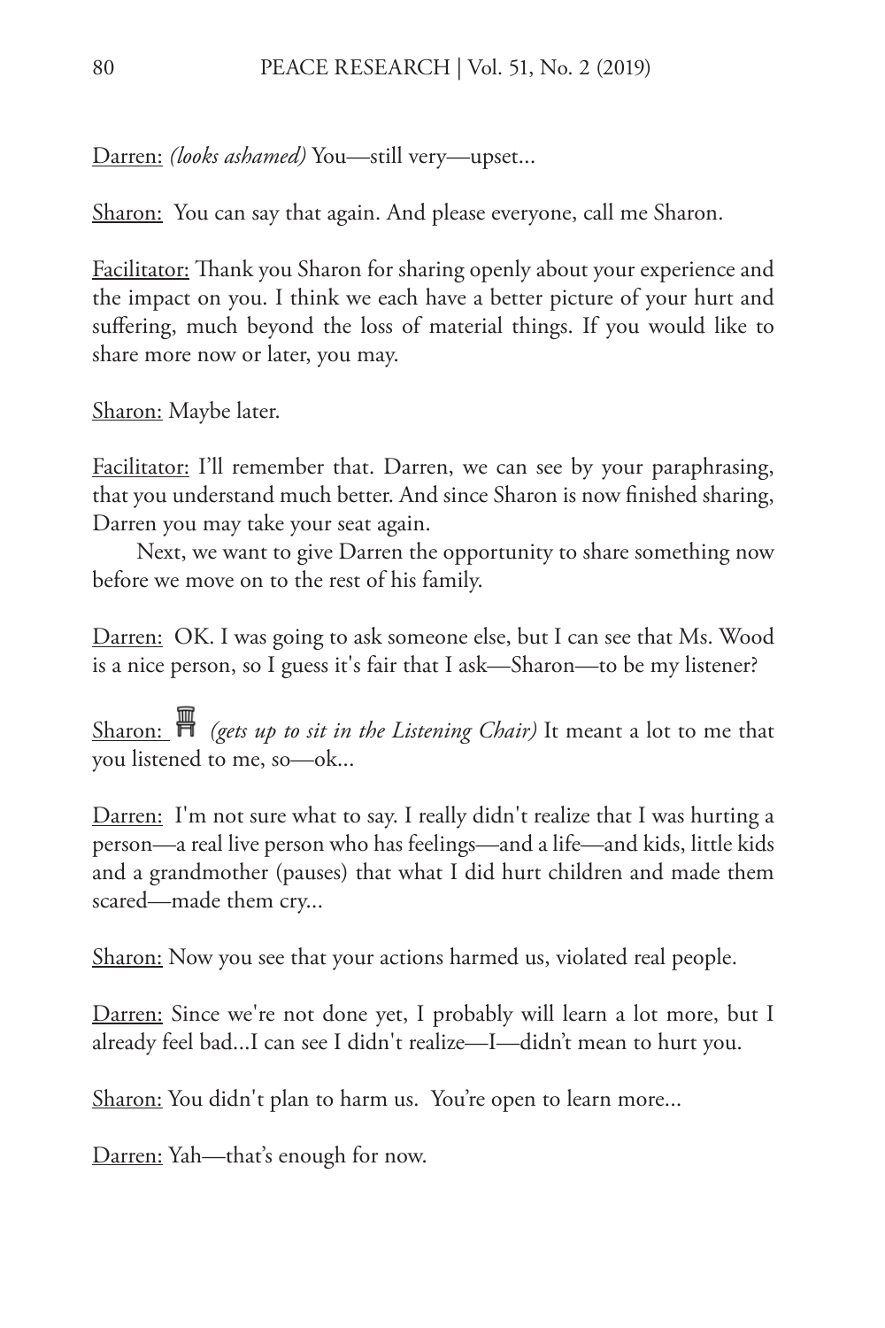Darren: *(looks ashamed)* You—still very—upset...

Sharon: You can say that again. And please everyone, call me Sharon.

Facilitator: Thank you Sharon for sharing openly about your experience and the impact on you. I think we each have a better picture of your hurt and suffering, much beyond the loss of material things. If you would like to share more now or later, you may.

Sharon: Maybe later.

Facilitator: I'll remember that. Darren, we can see by your paraphrasing, that you understand much better. And since Sharon is now finished sharing, Darren you may take your seat again.

Next, we want to give Darren the opportunity to share something now before we move on to the rest of his family.

Darren: OK. I was going to ask someone else, but I can see that Ms. Wood is a nice person, so I guess it's fair that I ask—Sharon—to be my listener?

Sharon: *(gets up to sit in the Listening Chair)* It meant a lot to me that you listened to me, so—ok...

Darren: I'm not sure what to say. I really didn't realize that I was hurting a person—a real live person who has feelings—and a life—and kids, little kids and a grandmother (pauses) that what I did hurt children and made them scared—made them cry...

Sharon: Now you see that your actions harmed us, violated real people.

Darren: Since we're not done yet, I probably will learn a lot more, but I already feel bad...I can see I didn't realize—I—didn't mean to hurt you.

Sharon: You didn't plan to harm us. You're open to learn more...

Darren: Yah—that's enough for now.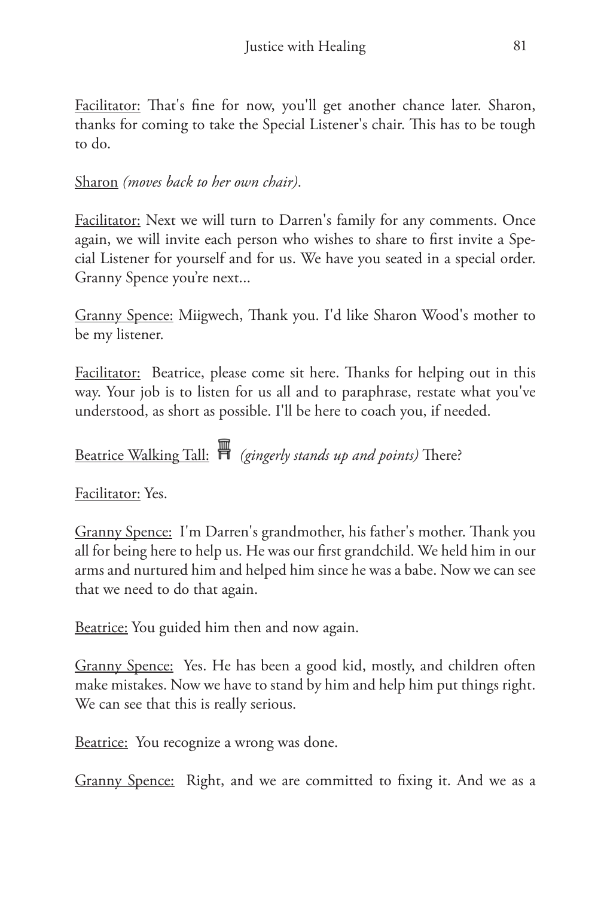Facilitator: That's fine for now, you'll get another chance later. Sharon, thanks for coming to take the Special Listener's chair. This has to be tough to do.

Sharon *(moves back to her own chair).*

Facilitator: Next we will turn to Darren's family for any comments. Once again, we will invite each person who wishes to share to first invite a Special Listener for yourself and for us. We have you seated in a special order. Granny Spence you're next...

Granny Spence: Miigwech, Thank you. I'd like Sharon Wood's mother to be my listener.

Facilitator: Beatrice, please come sit here. Thanks for helping out in this way. Your job is to listen for us all and to paraphrase, restate what you've understood, as short as possible. I'll be here to coach you, if needed.

Beatrice Walking Tall: *(gingerly stands up and points)* There?

Facilitator: Yes.

Granny Spence: I'm Darren's grandmother, his father's mother. Thank you all for being here to help us. He was our first grandchild. We held him in our arms and nurtured him and helped him since he was a babe. Now we can see that we need to do that again.

Beatrice: You guided him then and now again.

Granny Spence: Yes. He has been a good kid, mostly, and children often make mistakes. Now we have to stand by him and help him put things right. We can see that this is really serious.

Beatrice: You recognize a wrong was done.

Granny Spence: Right, and we are committed to fixing it. And we as a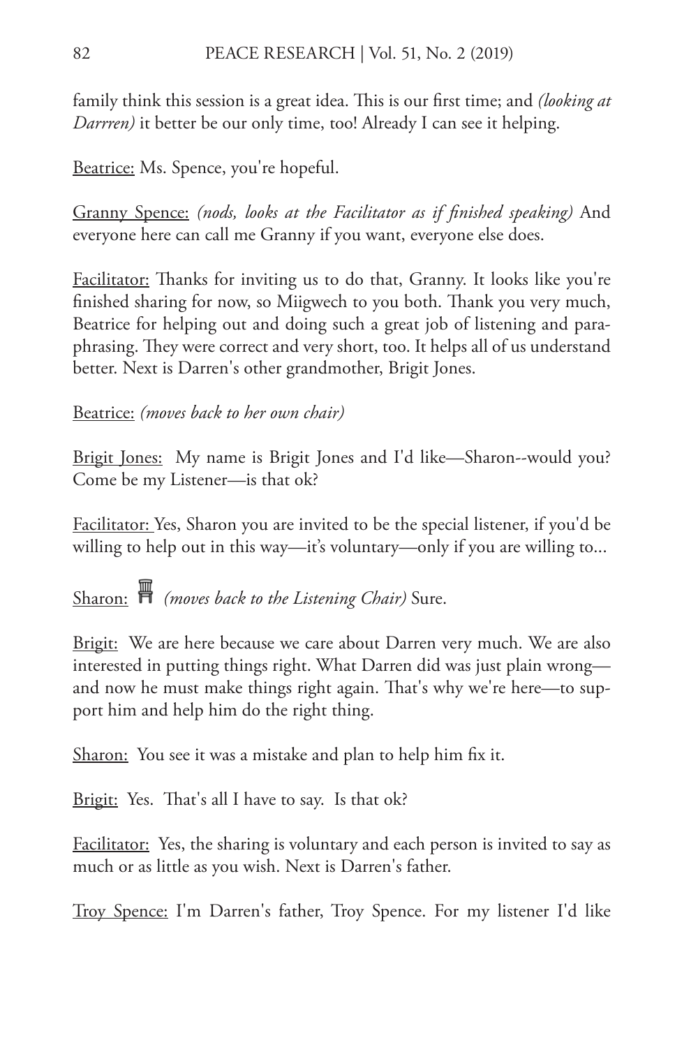family think this session is a great idea. This is our first time; and *(looking at Darrren)* it better be our only time, too! Already I can see it helping.

<u>Beatrice:</u> Ms. Spence, you're hopeful.

<u>Granny Spence:</u> *(nods, looks at the Facilitator as if finished speaking)* And everyone here can call me Granny if you want, everyone else does.

<u>Facilitator:</u> Thanks for inviting us to do that, Granny. It looks like you're finished sharing for now, so Miigwech to you both. Thank you very much, Beatrice for helping out and doing such a great job of listening and paraphrasing. They were correct and very short, too. It helps all of us understand better. Next is Darren's other grandmother, Brigit Jones.

<u>Beatrice:</u> *(moves back to her own chair)*

<u>Brigit Jones:</u> My name is Brigit Jones and I'd like—Sharon--would you? Come be my Listener—is that ok?

<u>Facilitator:</u> Yes, Sharon you are invited to be the special listener, if you'd be willing to help out in this way—it's voluntary—only if you are willing to...

<u>Sharon:</u> *(moves back to the Listening Chair)* Sure.

<u>Brigit:</u> We are here because we care about Darren very much. We are also interested in putting things right. What Darren did was just plain wrong—and now he must make things right again. That's why we're here—to support him and help him do the right thing.

<u>Sharon:</u> You see it was a mistake and plan to help him fix it.

<u>Brigit:</u> Yes. That's all I have to say. Is that ok?

<u>Facilitator:</u> Yes, the sharing is voluntary and each person is invited to say as much or as little as you wish. Next is Darren's father.

<u>Troy Spence:</u> I'm Darren's father, Troy Spence. For my listener I'd like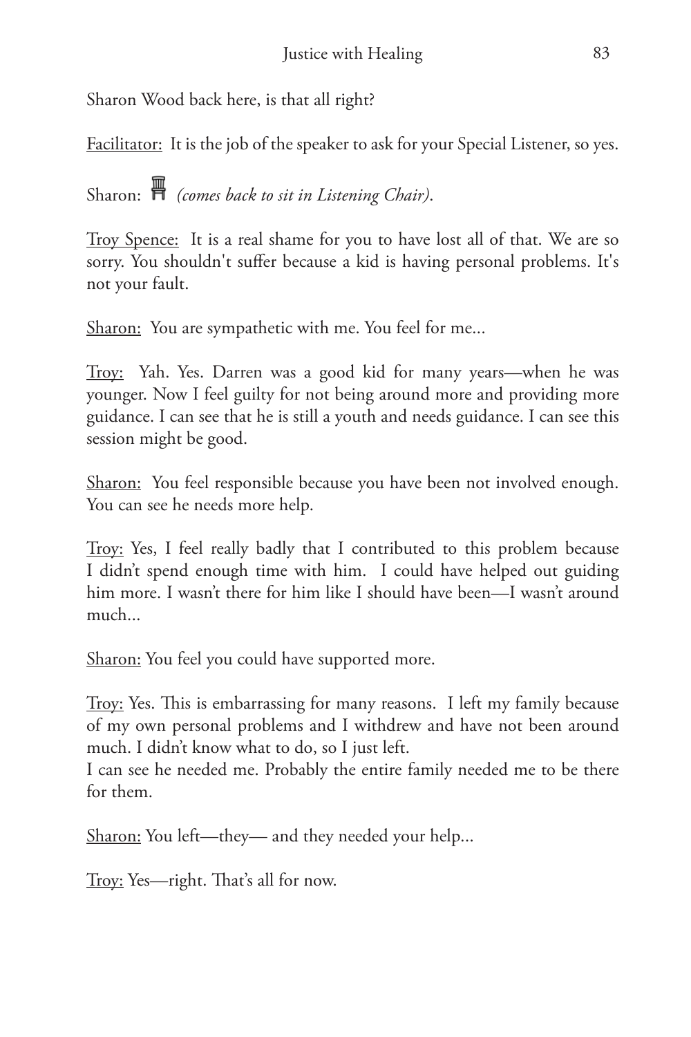Sharon Wood back here, is that all right?

Facilitator: It is the job of the speaker to ask for your Special Listener, so yes.

Sharon: *(comes back to sit in Listening Chair).*

Troy Spence: It is a real shame for you to have lost all of that. We are so sorry. You shouldn't suffer because a kid is having personal problems. It's not your fault.

Sharon: You are sympathetic with me. You feel for me...

Troy: Yah. Yes. Darren was a good kid for many years—when he was younger. Now I feel guilty for not being around more and providing more guidance. I can see that he is still a youth and needs guidance. I can see this session might be good.

Sharon: You feel responsible because you have been not involved enough. You can see he needs more help.

Troy: Yes, I feel really badly that I contributed to this problem because I didn't spend enough time with him. I could have helped out guiding him more. I wasn't there for him like I should have been—I wasn't around much...

Sharon: You feel you could have supported more.

Troy: Yes. This is embarrassing for many reasons. I left my family because of my own personal problems and I withdrew and have not been around much. I didn't know what to do, so I just left.
I can see he needed me. Probably the entire family needed me to be there for them.

Sharon: You left—they— and they needed your help...

Troy: Yes—right. That's all for now.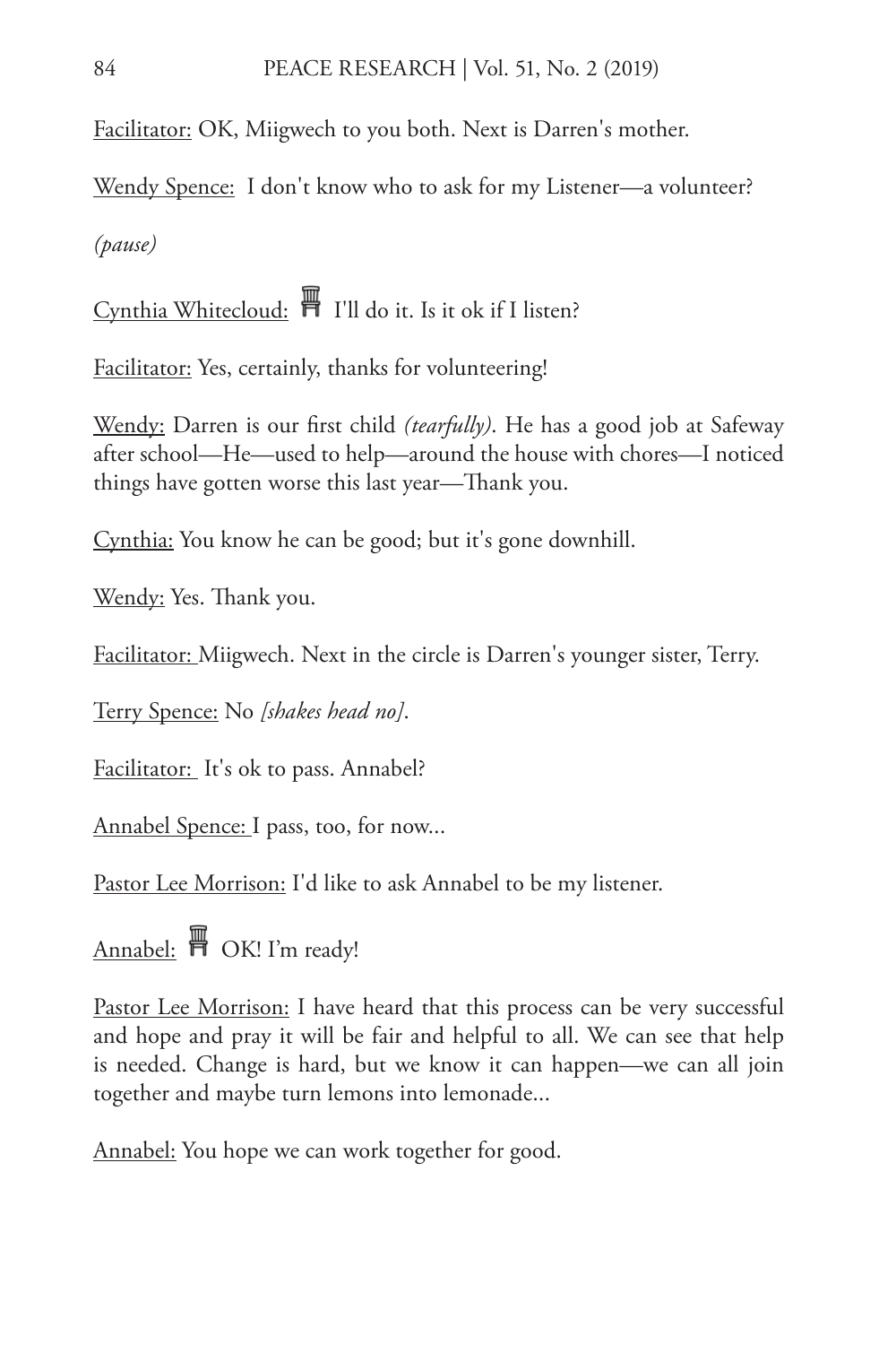<u>Facilitator:</u> OK, Miigwech to you both. Next is Darren's mother.

<u>Wendy Spence:</u> I don't know who to ask for my Listener—a volunteer?

*(pause)*

<u>Cynthia Whitecloud:</u> 🪑 I'll do it. Is it ok if I listen?

<u>Facilitator:</u> Yes, certainly, thanks for volunteering!

<u>Wendy:</u> Darren is our first child *(tearfully)*. He has a good job at Safeway after school—He—used to help—around the house with chores—I noticed things have gotten worse this last year—Thank you.

<u>Cynthia:</u> You know he can be good; but it's gone downhill.

<u>Wendy:</u> Yes. Thank you.

<u>Facilitator:</u> Miigwech. Next in the circle is Darren's younger sister, Terry.

<u>Terry Spence:</u> No *[shakes head no]*.

<u>Facilitator:</u> It's ok to pass. Annabel?

<u>Annabel Spence:</u> I pass, too, for now...

<u>Pastor Lee Morrison:</u> I'd like to ask Annabel to be my listener.

<u>Annabel:</u> 🪑 OK! I'm ready!

<u>Pastor Lee Morrison:</u> I have heard that this process can be very successful and hope and pray it will be fair and helpful to all. We can see that help is needed. Change is hard, but we know it can happen—we can all join together and maybe turn lemons into lemonade...

<u>Annabel:</u> You hope we can work together for good.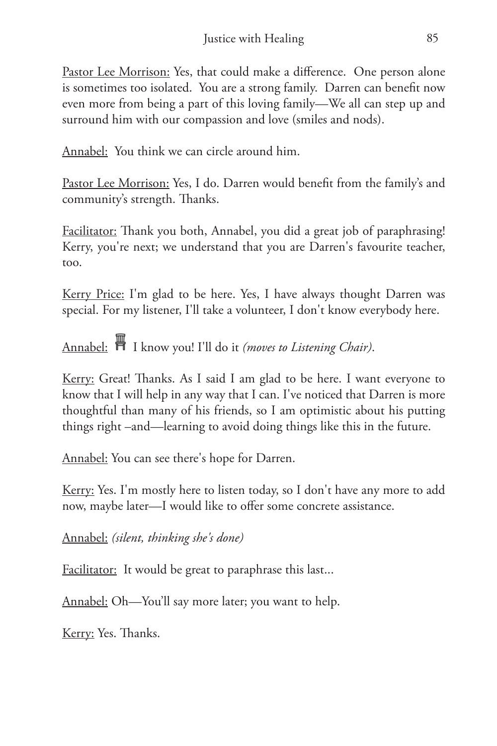Pastor Lee Morrison: Yes, that could make a difference. One person alone is sometimes too isolated. You are a strong family. Darren can benefit now even more from being a part of this loving family—We all can step up and surround him with our compassion and love (smiles and nods).

Annabel: You think we can circle around him.

Pastor Lee Morrison: Yes, I do. Darren would benefit from the family's and community's strength. Thanks.

Facilitator: Thank you both, Annabel, you did a great job of paraphrasing! Kerry, you're next; we understand that you are Darren's favourite teacher, too.

Kerry Price: I'm glad to be here. Yes, I have always thought Darren was special. For my listener, I'll take a volunteer, I don't know everybody here.

Annabel: I know you! I'll do it *(moves to Listening Chair)*.

Kerry: Great! Thanks. As I said I am glad to be here. I want everyone to know that I will help in any way that I can. I've noticed that Darren is more thoughtful than many of his friends, so I am optimistic about his putting things right –and—learning to avoid doing things like this in the future.

Annabel: You can see there's hope for Darren.

Kerry: Yes. I'm mostly here to listen today, so I don't have any more to add now, maybe later—I would like to offer some concrete assistance.

Annabel: *(silent, thinking she's done)*

Facilitator: It would be great to paraphrase this last...

Annabel: Oh—You'll say more later; you want to help.

Kerry: Yes. Thanks.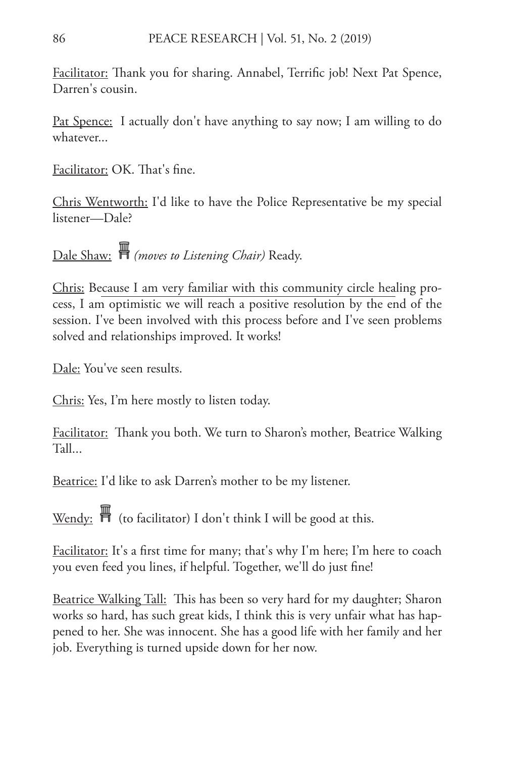Facilitator: Thank you for sharing. Annabel, Terrific job! Next Pat Spence, Darren's cousin.

Pat Spence: I actually don't have anything to say now; I am willing to do whatever...

Facilitator: OK. That's fine.

Chris Wentworth: I'd like to have the Police Representative be my special listener—Dale?

Dale Shaw: *(moves to Listening Chair)* Ready.

Chris: Because I am very familiar with this community circle healing process, I am optimistic we will reach a positive resolution by the end of the session. I've been involved with this process before and I've seen problems solved and relationships improved. It works!

Dale: You've seen results.

Chris: Yes, I'm here mostly to listen today.

Facilitator: Thank you both. We turn to Sharon's mother, Beatrice Walking Tall...

Beatrice: I'd like to ask Darren's mother to be my listener.

Wendy: (to facilitator) I don't think I will be good at this.

Facilitator: It's a first time for many; that's why I'm here; I'm here to coach you even feed you lines, if helpful. Together, we'll do just fine!

Beatrice Walking Tall: This has been so very hard for my daughter; Sharon works so hard, has such great kids, I think this is very unfair what has happened to her. She was innocent. She has a good life with her family and her job. Everything is turned upside down for her now.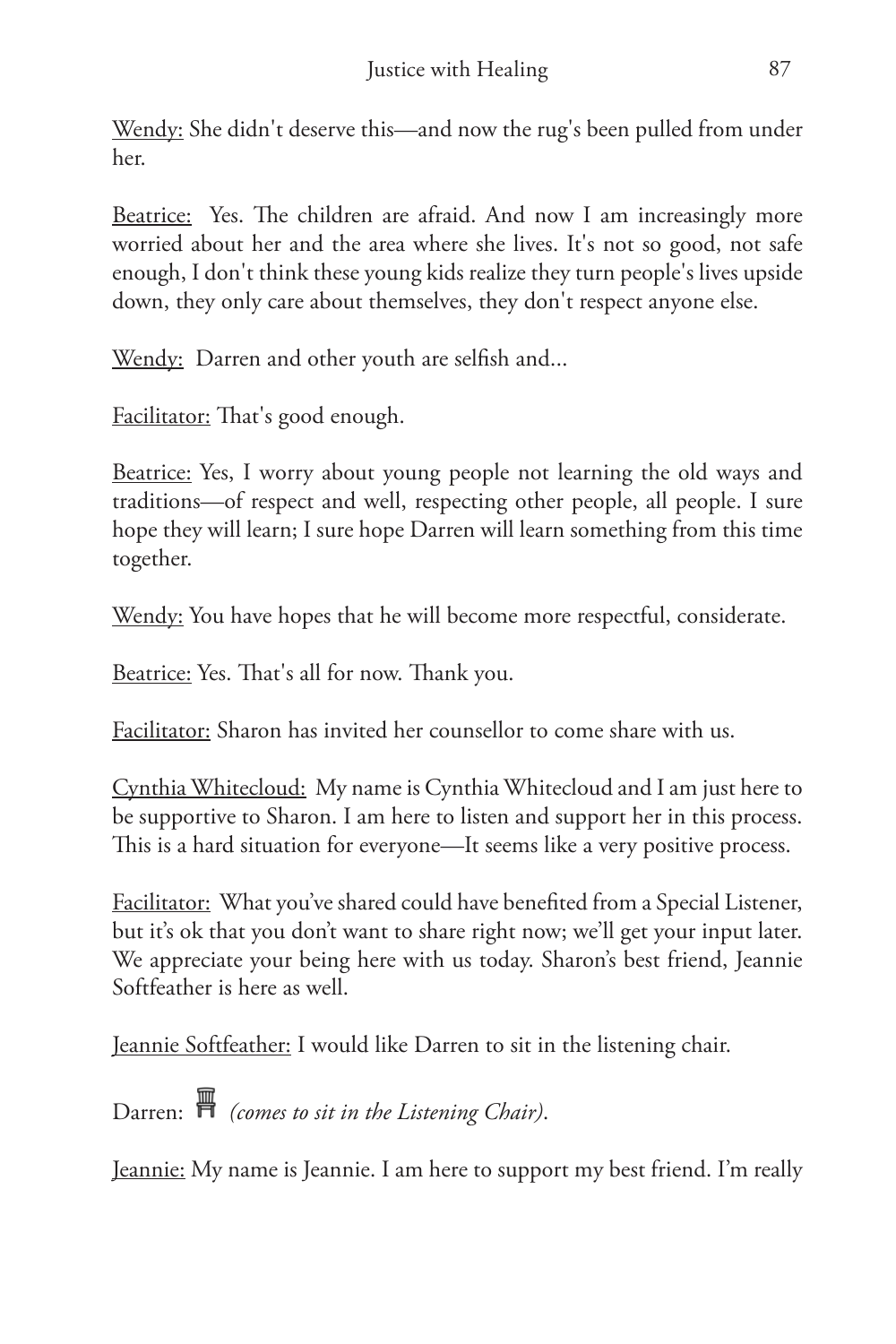Wendy: She didn't deserve this—and now the rug's been pulled from under her.

Beatrice: Yes. The children are afraid. And now I am increasingly more worried about her and the area where she lives. It's not so good, not safe enough, I don't think these young kids realize they turn people's lives upside down, they only care about themselves, they don't respect anyone else.

Wendy: Darren and other youth are selfish and...

Facilitator: That's good enough.

Beatrice: Yes, I worry about young people not learning the old ways and traditions—of respect and well, respecting other people, all people. I sure hope they will learn; I sure hope Darren will learn something from this time together.

Wendy: You have hopes that he will become more respectful, considerate.

Beatrice: Yes. That's all for now. Thank you.

Facilitator: Sharon has invited her counsellor to come share with us.

Cynthia Whitecloud: My name is Cynthia Whitecloud and I am just here to be supportive to Sharon. I am here to listen and support her in this process. This is a hard situation for everyone—It seems like a very positive process.

Facilitator: What you've shared could have benefited from a Special Listener, but it's ok that you don't want to share right now; we'll get your input later. We appreciate your being here with us today. Sharon's best friend, Jeannie Softfeather is here as well.

Jeannie Softfeather: I would like Darren to sit in the listening chair.

Darren: *(comes to sit in the Listening Chair)*.

Jeannie: My name is Jeannie. I am here to support my best friend. I'm really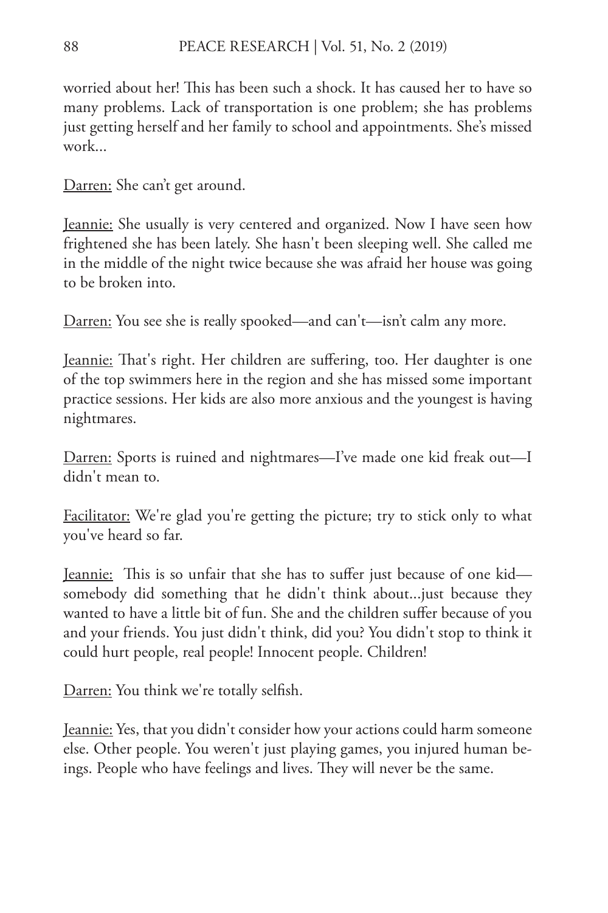worried about her! This has been such a shock. It has caused her to have so many problems. Lack of transportation is one problem; she has problems just getting herself and her family to school and appointments. She's missed work...

Darren: She can't get around.

Jeannie: She usually is very centered and organized. Now I have seen how frightened she has been lately. She hasn't been sleeping well. She called me in the middle of the night twice because she was afraid her house was going to be broken into.

Darren: You see she is really spooked—and can't—isn't calm any more.

Jeannie: That's right. Her children are suffering, too. Her daughter is one of the top swimmers here in the region and she has missed some important practice sessions. Her kids are also more anxious and the youngest is having nightmares.

Darren: Sports is ruined and nightmares—I've made one kid freak out—I didn't mean to.

Facilitator: We're glad you're getting the picture; try to stick only to what you've heard so far.

Jeannie: This is so unfair that she has to suffer just because of one kid—somebody did something that he didn't think about...just because they wanted to have a little bit of fun. She and the children suffer because of you and your friends. You just didn't think, did you? You didn't stop to think it could hurt people, real people! Innocent people. Children!

Darren: You think we're totally selfish.

Jeannie: Yes, that you didn't consider how your actions could harm someone else. Other people. You weren't just playing games, you injured human beings. People who have feelings and lives. They will never be the same.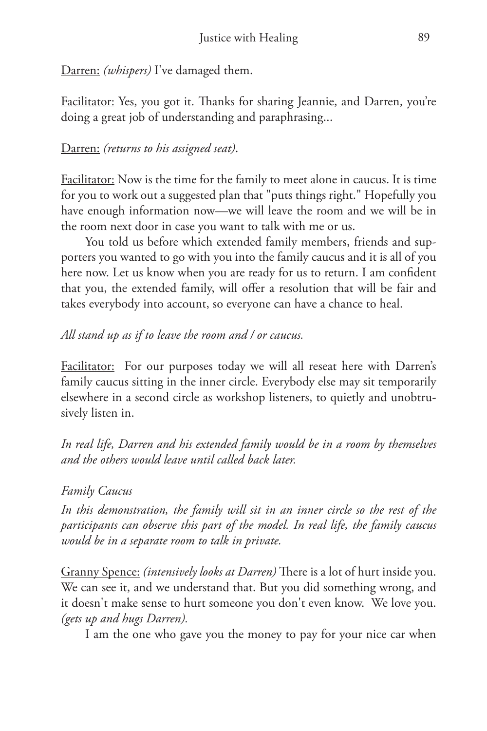Darren: *(whispers)* I've damaged them.

Facilitator: Yes, you got it. Thanks for sharing Jeannie, and Darren, you're doing a great job of understanding and paraphrasing...

Darren: *(returns to his assigned seat)*.

Facilitator: Now is the time for the family to meet alone in caucus. It is time for you to work out a suggested plan that "puts things right." Hopefully you have enough information now—we will leave the room and we will be in the room next door in case you want to talk with me or us.

You told us before which extended family members, friends and supporters you wanted to go with you into the family caucus and it is all of you here now. Let us know when you are ready for us to return. I am confident that you, the extended family, will offer a resolution that will be fair and takes everybody into account, so everyone can have a chance to heal.

*All stand up as if to leave the room and / or caucus.*

Facilitator: For our purposes today we will all reseat here with Darren's family caucus sitting in the inner circle. Everybody else may sit temporarily elsewhere in a second circle as workshop listeners, to quietly and unobtrusively listen in.

*In real life, Darren and his extended family would be in a room by themselves and the others would leave until called back later.*

*Family Caucus*

*In this demonstration, the family will sit in an inner circle so the rest of the participants can observe this part of the model. In real life, the family caucus would be in a separate room to talk in private.*

Granny Spence: *(intensively looks at Darren)* There is a lot of hurt inside you. We can see it, and we understand that. But you did something wrong, and it doesn't make sense to hurt someone you don't even know. We love you. *(gets up and hugs Darren).*

I am the one who gave you the money to pay for your nice car when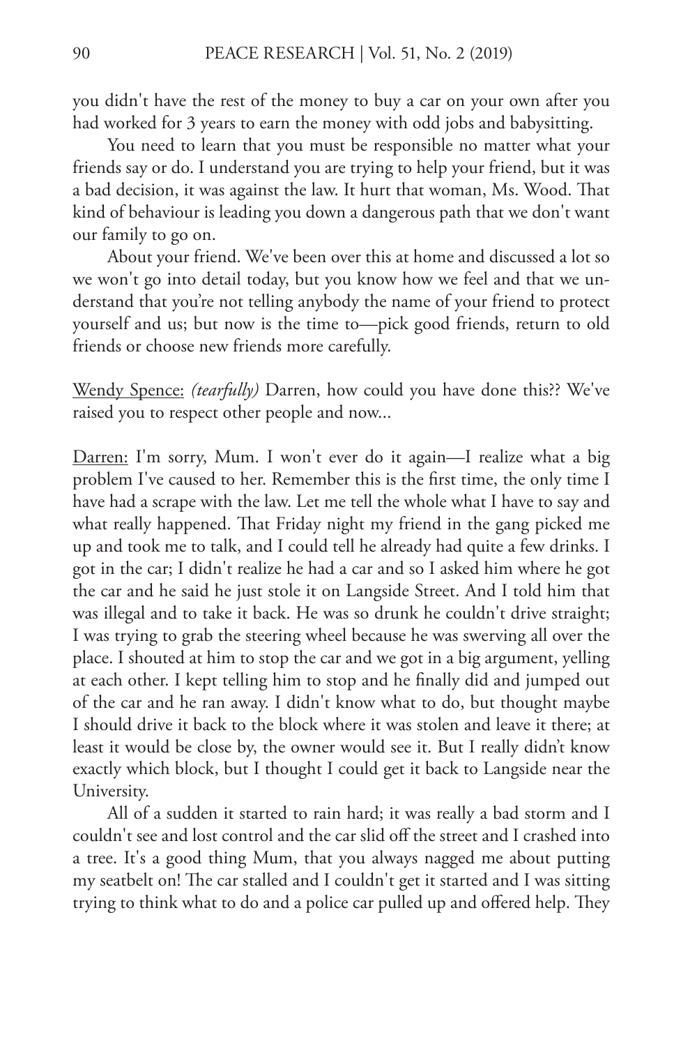you didn't have the rest of the money to buy a car on your own after you had worked for 3 years to earn the money with odd jobs and babysitting.

You need to learn that you must be responsible no matter what your friends say or do. I understand you are trying to help your friend, but it was a bad decision, it was against the law. It hurt that woman, Ms. Wood. That kind of behaviour is leading you down a dangerous path that we don't want our family to go on.

About your friend. We've been over this at home and discussed a lot so we won't go into detail today, but you know how we feel and that we understand that you're not telling anybody the name of your friend to protect yourself and us; but now is the time to—pick good friends, return to old friends or choose new friends more carefully.

<u>Wendy Spence:</u> *(tearfully)* Darren, how could you have done this?? We've raised you to respect other people and now...

<u>Darren:</u> I'm sorry, Mum. I won't ever do it again—I realize what a big problem I've caused to her. Remember this is the first time, the only time I have had a scrape with the law. Let me tell the whole what I have to say and what really happened. That Friday night my friend in the gang picked me up and took me to talk, and I could tell he already had quite a few drinks. I got in the car; I didn't realize he had a car and so I asked him where he got the car and he said he just stole it on Langside Street. And I told him that was illegal and to take it back. He was so drunk he couldn't drive straight; I was trying to grab the steering wheel because he was swerving all over the place. I shouted at him to stop the car and we got in a big argument, yelling at each other. I kept telling him to stop and he finally did and jumped out of the car and he ran away. I didn't know what to do, but thought maybe I should drive it back to the block where it was stolen and leave it there; at least it would be close by, the owner would see it. But I really didn't know exactly which block, but I thought I could get it back to Langside near the University.

All of a sudden it started to rain hard; it was really a bad storm and I couldn't see and lost control and the car slid off the street and I crashed into a tree. It's a good thing Mum, that you always nagged me about putting my seatbelt on! The car stalled and I couldn't get it started and I was sitting trying to think what to do and a police car pulled up and offered help. They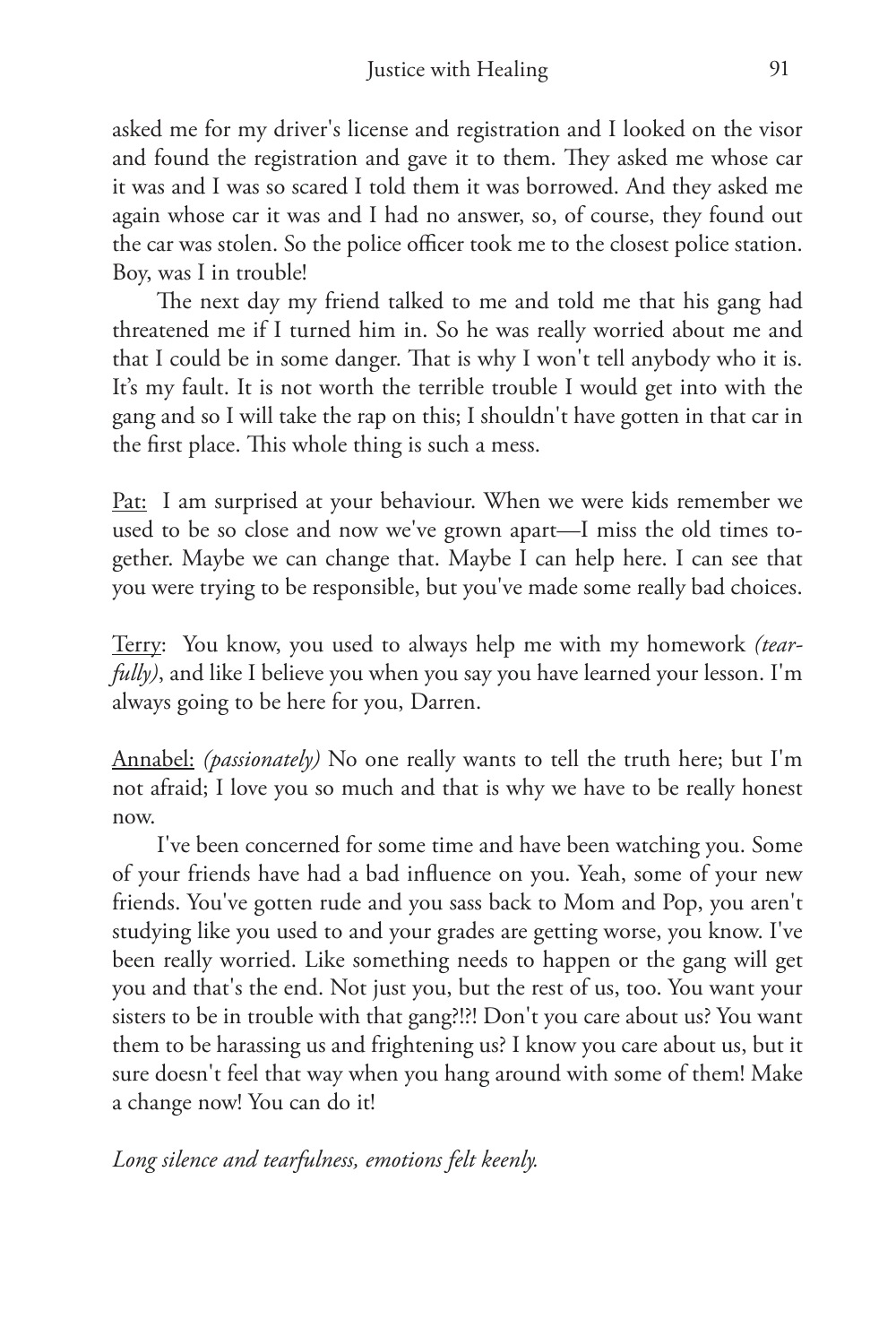asked me for my driver's license and registration and I looked on the visor and found the registration and gave it to them. They asked me whose car it was and I was so scared I told them it was borrowed. And they asked me again whose car it was and I had no answer, so, of course, they found out the car was stolen. So the police officer took me to the closest police station. Boy, was I in trouble!

The next day my friend talked to me and told me that his gang had threatened me if I turned him in. So he was really worried about me and that I could be in some danger. That is why I won't tell anybody who it is. It's my fault. It is not worth the terrible trouble I would get into with the gang and so I will take the rap on this; I shouldn't have gotten in that car in the first place. This whole thing is such a mess.

<u>Pat:</u> I am surprised at your behaviour. When we were kids remember we used to be so close and now we've grown apart—I miss the old times together. Maybe we can change that. Maybe I can help here. I can see that you were trying to be responsible, but you've made some really bad choices.

<u>Terry</u>: You know, you used to always help me with my homework *(tearfully)*, and like I believe you when you say you have learned your lesson. I'm always going to be here for you, Darren.

<u>Annabel:</u> *(passionately)* No one really wants to tell the truth here; but I'm not afraid; I love you so much and that is why we have to be really honest now.

I've been concerned for some time and have been watching you. Some of your friends have had a bad influence on you. Yeah, some of your new friends. You've gotten rude and you sass back to Mom and Pop, you aren't studying like you used to and your grades are getting worse, you know. I've been really worried. Like something needs to happen or the gang will get you and that's the end. Not just you, but the rest of us, too. You want your sisters to be in trouble with that gang?!?! Don't you care about us? You want them to be harassing us and frightening us? I know you care about us, but it sure doesn't feel that way when you hang around with some of them! Make a change now! You can do it!

*Long silence and tearfulness, emotions felt keenly.*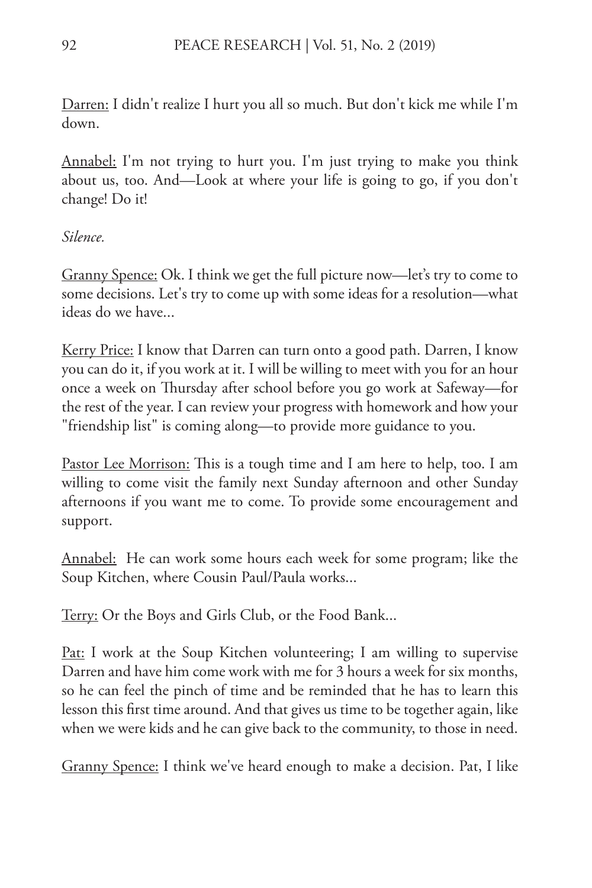Darren: I didn't realize I hurt you all so much. But don't kick me while I'm down.

Annabel: I'm not trying to hurt you. I'm just trying to make you think about us, too. And—Look at where your life is going to go, if you don't change! Do it!

*Silence.*

Granny Spence: Ok. I think we get the full picture now—let's try to come to some decisions. Let's try to come up with some ideas for a resolution—what ideas do we have...

Kerry Price: I know that Darren can turn onto a good path. Darren, I know you can do it, if you work at it. I will be willing to meet with you for an hour once a week on Thursday after school before you go work at Safeway—for the rest of the year. I can review your progress with homework and how your "friendship list" is coming along—to provide more guidance to you.

Pastor Lee Morrison: This is a tough time and I am here to help, too. I am willing to come visit the family next Sunday afternoon and other Sunday afternoons if you want me to come. To provide some encouragement and support.

Annabel: He can work some hours each week for some program; like the Soup Kitchen, where Cousin Paul/Paula works...

Terry: Or the Boys and Girls Club, or the Food Bank...

Pat: I work at the Soup Kitchen volunteering; I am willing to supervise Darren and have him come work with me for 3 hours a week for six months, so he can feel the pinch of time and be reminded that he has to learn this lesson this first time around. And that gives us time to be together again, like when we were kids and he can give back to the community, to those in need.

Granny Spence: I think we've heard enough to make a decision. Pat, I like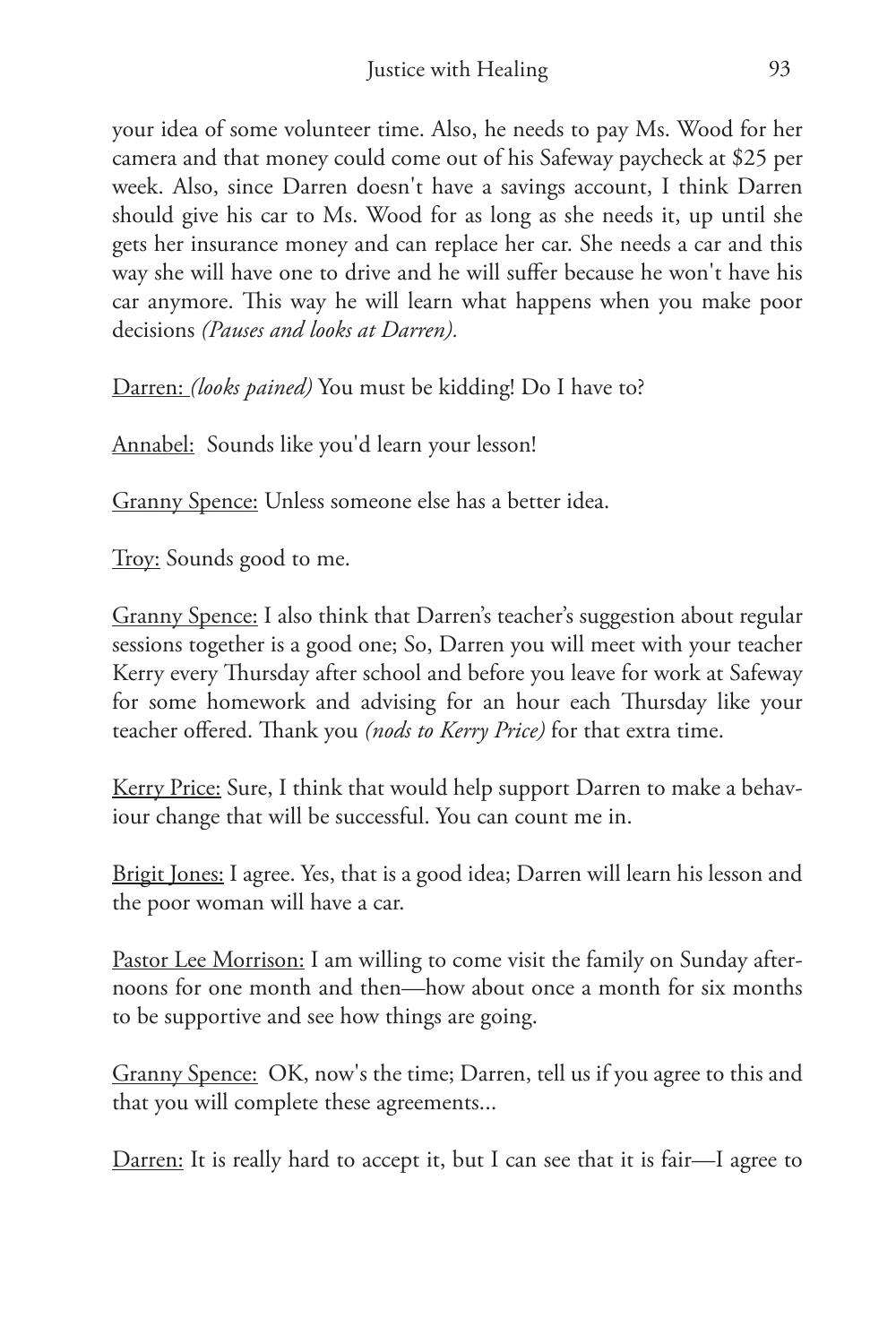your idea of some volunteer time. Also, he needs to pay Ms. Wood for her camera and that money could come out of his Safeway paycheck at $25 per week. Also, since Darren doesn't have a savings account, I think Darren should give his car to Ms. Wood for as long as she needs it, up until she gets her insurance money and can replace her car. She needs a car and this way she will have one to drive and he will suffer because he won't have his car anymore. This way he will learn what happens when you make poor decisions *(Pauses and looks at Darren).*

<u>Darren:</u> *(looks pained)* You must be kidding! Do I have to?

<u>Annabel:</u> Sounds like you'd learn your lesson!

<u>Granny Spence:</u> Unless someone else has a better idea.

<u>Troy:</u> Sounds good to me.

<u>Granny Spence:</u> I also think that Darren's teacher's suggestion about regular sessions together is a good one; So, Darren you will meet with your teacher Kerry every Thursday after school and before you leave for work at Safeway for some homework and advising for an hour each Thursday like your teacher offered. Thank you *(nods to Kerry Price)* for that extra time.

<u>Kerry Price:</u> Sure, I think that would help support Darren to make a behaviour change that will be successful. You can count me in.

<u>Brigit Jones:</u> I agree. Yes, that is a good idea; Darren will learn his lesson and the poor woman will have a car.

<u>Pastor Lee Morrison:</u> I am willing to come visit the family on Sunday afternoons for one month and then—how about once a month for six months to be supportive and see how things are going.

<u>Granny Spence:</u> OK, now's the time; Darren, tell us if you agree to this and that you will complete these agreements...

<u>Darren:</u> It is really hard to accept it, but I can see that it is fair—I agree to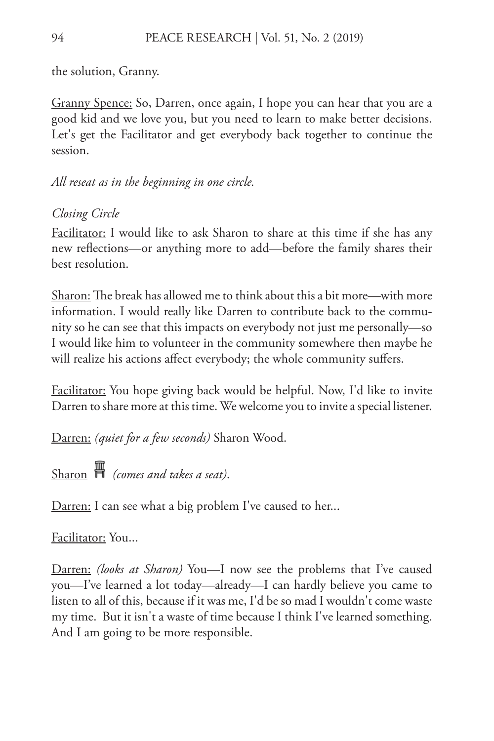the solution, Granny.

Granny Spence: So, Darren, once again, I hope you can hear that you are a good kid and we love you, but you need to learn to make better decisions. Let's get the Facilitator and get everybody back together to continue the session.

*All reseat as in the beginning in one circle.*

*Closing Circle*

Facilitator: I would like to ask Sharon to share at this time if she has any new reflections—or anything more to add—before the family shares their best resolution.

Sharon: The break has allowed me to think about this a bit more—with more information. I would really like Darren to contribute back to the community so he can see that this impacts on everybody not just me personally—so I would like him to volunteer in the community somewhere then maybe he will realize his actions affect everybody; the whole community suffers.

Facilitator: You hope giving back would be helpful. Now, I'd like to invite Darren to share more at this time. We welcome you to invite a special listener.

Darren: *(quiet for a few seconds)* Sharon Wood.

Sharon *(comes and takes a seat)*.

Darren: I can see what a big problem I've caused to her...

Facilitator: You...

Darren: *(looks at Sharon)* You—I now see the problems that I've caused you—I've learned a lot today—already—I can hardly believe you came to listen to all of this, because if it was me, I'd be so mad I wouldn't come waste my time. But it isn't a waste of time because I think I've learned something. And I am going to be more responsible.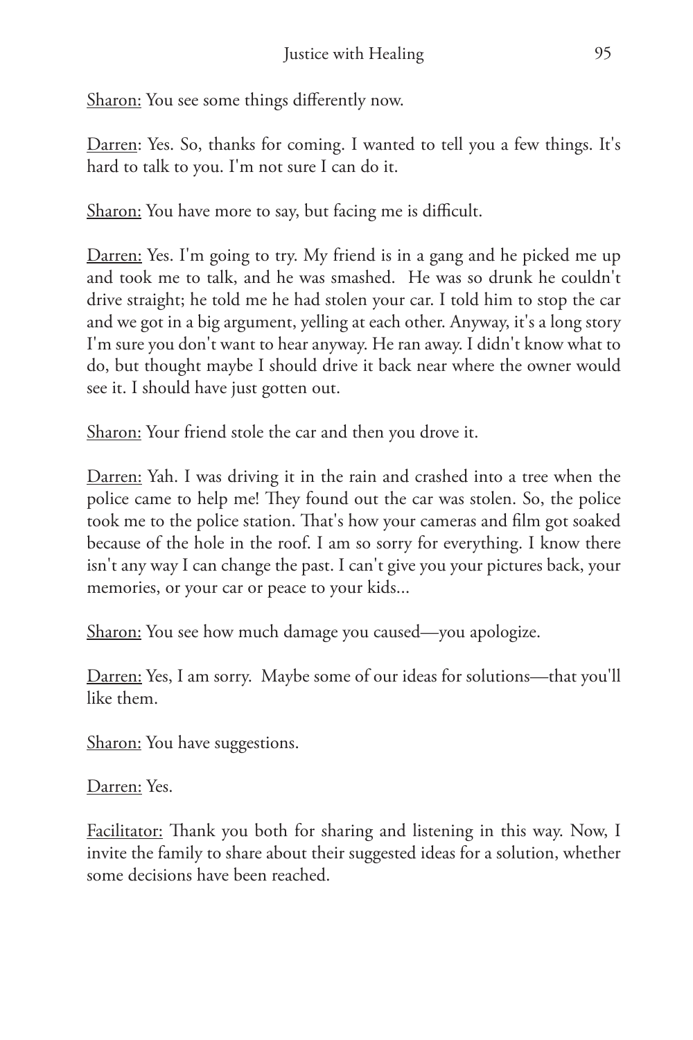<u>Sharon:</u> You see some things differently now.

<u>Darren</u>: Yes. So, thanks for coming. I wanted to tell you a few things. It's hard to talk to you. I'm not sure I can do it.

<u>Sharon:</u> You have more to say, but facing me is difficult.

<u>Darren:</u> Yes. I'm going to try. My friend is in a gang and he picked me up and took me to talk, and he was smashed. He was so drunk he couldn't drive straight; he told me he had stolen your car. I told him to stop the car and we got in a big argument, yelling at each other. Anyway, it's a long story I'm sure you don't want to hear anyway. He ran away. I didn't know what to do, but thought maybe I should drive it back near where the owner would see it. I should have just gotten out.

<u>Sharon:</u> Your friend stole the car and then you drove it.

<u>Darren:</u> Yah. I was driving it in the rain and crashed into a tree when the police came to help me! They found out the car was stolen. So, the police took me to the police station. That's how your cameras and film got soaked because of the hole in the roof. I am so sorry for everything. I know there isn't any way I can change the past. I can't give you your pictures back, your memories, or your car or peace to your kids...

<u>Sharon:</u> You see how much damage you caused—you apologize.

<u>Darren:</u> Yes, I am sorry. Maybe some of our ideas for solutions—that you'll like them.

<u>Sharon:</u> You have suggestions.

<u>Darren:</u> Yes.

<u>Facilitator:</u> Thank you both for sharing and listening in this way. Now, I invite the family to share about their suggested ideas for a solution, whether some decisions have been reached.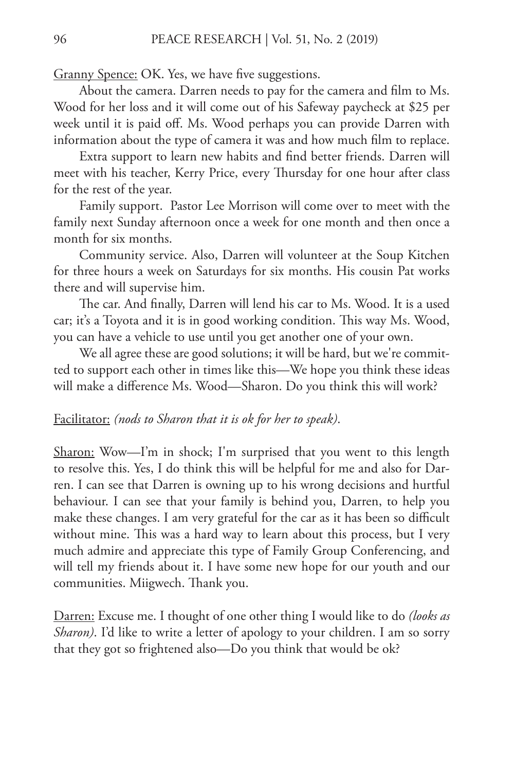Granny Spence: OK. Yes, we have five suggestions.

About the camera. Darren needs to pay for the camera and film to Ms. Wood for her loss and it will come out of his Safeway paycheck at $25 per week until it is paid off. Ms. Wood perhaps you can provide Darren with information about the type of camera it was and how much film to replace.

Extra support to learn new habits and find better friends. Darren will meet with his teacher, Kerry Price, every Thursday for one hour after class for the rest of the year.

Family support. Pastor Lee Morrison will come over to meet with the family next Sunday afternoon once a week for one month and then once a month for six months.

Community service. Also, Darren will volunteer at the Soup Kitchen for three hours a week on Saturdays for six months. His cousin Pat works there and will supervise him.

The car. And finally, Darren will lend his car to Ms. Wood. It is a used car; it's a Toyota and it is in good working condition. This way Ms. Wood, you can have a vehicle to use until you get another one of your own.

We all agree these are good solutions; it will be hard, but we're committed to support each other in times like this—We hope you think these ideas will make a difference Ms. Wood—Sharon. Do you think this will work?

Facilitator: *(nods to Sharon that it is ok for her to speak)*.

Sharon: Wow—I'm in shock; I'm surprised that you went to this length to resolve this. Yes, I do think this will be helpful for me and also for Darren. I can see that Darren is owning up to his wrong decisions and hurtful behaviour. I can see that your family is behind you, Darren, to help you make these changes. I am very grateful for the car as it has been so difficult without mine. This was a hard way to learn about this process, but I very much admire and appreciate this type of Family Group Conferencing, and will tell my friends about it. I have some new hope for our youth and our communities. Miigwech. Thank you.

Darren: Excuse me. I thought of one other thing I would like to do *(looks as Sharon)*. I'd like to write a letter of apology to your children. I am so sorry that they got so frightened also—Do you think that would be ok?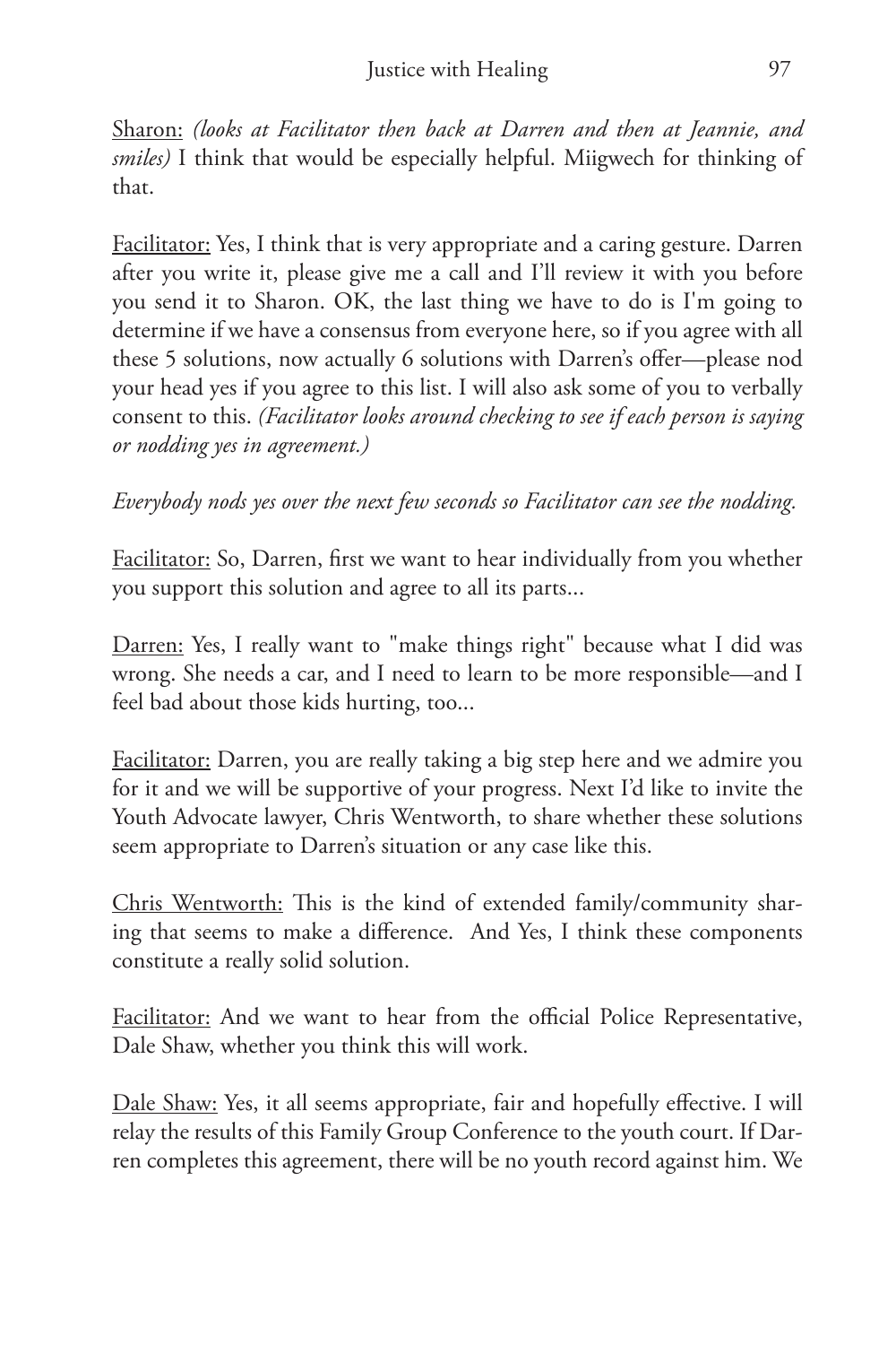Sharon: *(looks at Facilitator then back at Darren and then at Jeannie, and smiles)* I think that would be especially helpful. Miigwech for thinking of that.

Facilitator: Yes, I think that is very appropriate and a caring gesture. Darren after you write it, please give me a call and I'll review it with you before you send it to Sharon. OK, the last thing we have to do is I'm going to determine if we have a consensus from everyone here, so if you agree with all these 5 solutions, now actually 6 solutions with Darren's offer—please nod your head yes if you agree to this list. I will also ask some of you to verbally consent to this. *(Facilitator looks around checking to see if each person is saying or nodding yes in agreement.)*

*Everybody nods yes over the next few seconds so Facilitator can see the nodding.*

Facilitator: So, Darren, first we want to hear individually from you whether you support this solution and agree to all its parts...

Darren: Yes, I really want to "make things right" because what I did was wrong. She needs a car, and I need to learn to be more responsible—and I feel bad about those kids hurting, too...

Facilitator: Darren, you are really taking a big step here and we admire you for it and we will be supportive of your progress. Next I'd like to invite the Youth Advocate lawyer, Chris Wentworth, to share whether these solutions seem appropriate to Darren's situation or any case like this.

Chris Wentworth: This is the kind of extended family/community sharing that seems to make a difference. And Yes, I think these components constitute a really solid solution.

Facilitator: And we want to hear from the official Police Representative, Dale Shaw, whether you think this will work.

Dale Shaw: Yes, it all seems appropriate, fair and hopefully effective. I will relay the results of this Family Group Conference to the youth court. If Darren completes this agreement, there will be no youth record against him. We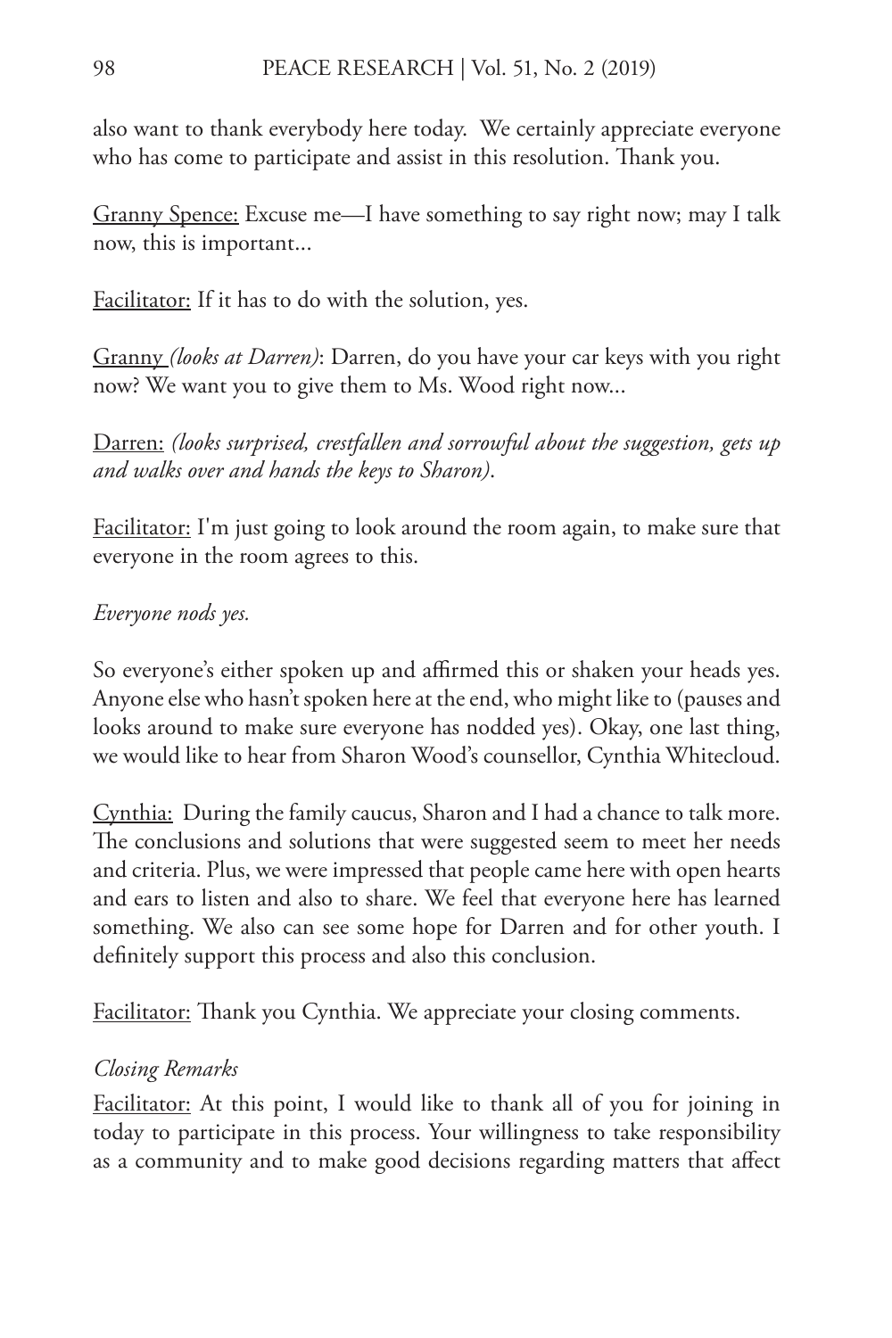also want to thank everybody here today. We certainly appreciate everyone who has come to participate and assist in this resolution. Thank you.

Granny Spence: Excuse me—I have something to say right now; may I talk now, this is important...

Facilitator: If it has to do with the solution, yes.

Granny *(looks at Darren)*: Darren, do you have your car keys with you right now? We want you to give them to Ms. Wood right now...

Darren: *(looks surprised, crestfallen and sorrowful about the suggestion, gets up and walks over and hands the keys to Sharon).*

Facilitator: I'm just going to look around the room again, to make sure that everyone in the room agrees to this.

*Everyone nods yes.*

So everyone's either spoken up and affirmed this or shaken your heads yes. Anyone else who hasn't spoken here at the end, who might like to (pauses and looks around to make sure everyone has nodded yes). Okay, one last thing, we would like to hear from Sharon Wood's counsellor, Cynthia Whitecloud.

Cynthia: During the family caucus, Sharon and I had a chance to talk more. The conclusions and solutions that were suggested seem to meet her needs and criteria. Plus, we were impressed that people came here with open hearts and ears to listen and also to share. We feel that everyone here has learned something. We also can see some hope for Darren and for other youth. I definitely support this process and also this conclusion.

Facilitator: Thank you Cynthia. We appreciate your closing comments.

*Closing Remarks*

Facilitator: At this point, I would like to thank all of you for joining in today to participate in this process. Your willingness to take responsibility as a community and to make good decisions regarding matters that affect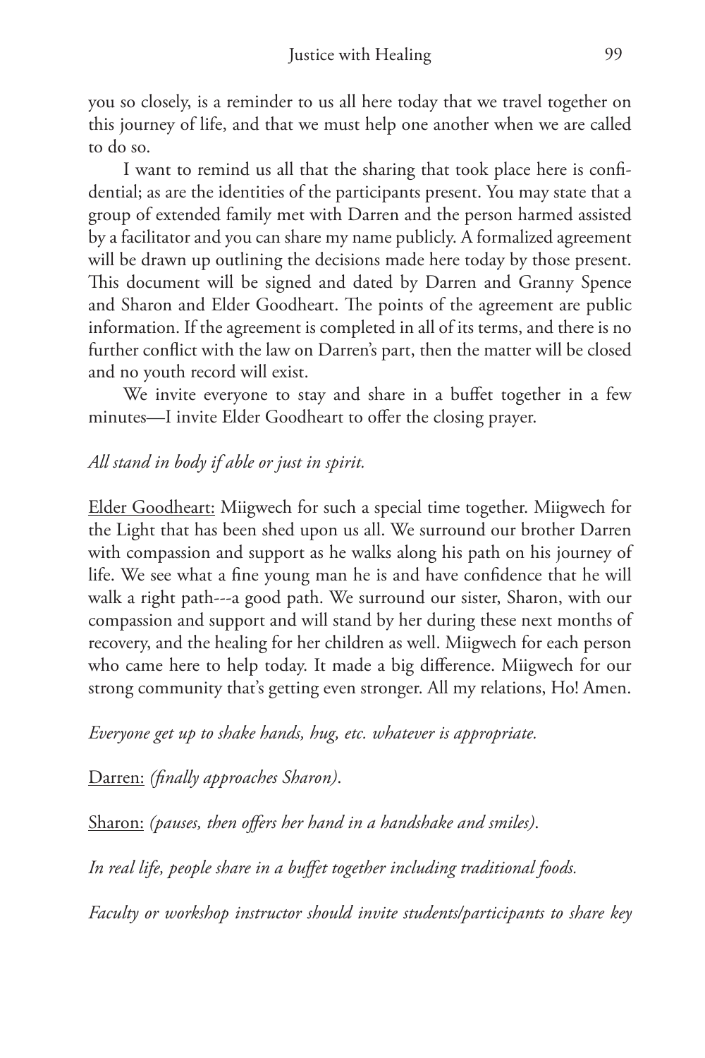you so closely, is a reminder to us all here today that we travel together on this journey of life, and that we must help one another when we are called to do so.

I want to remind us all that the sharing that took place here is confidential; as are the identities of the participants present. You may state that a group of extended family met with Darren and the person harmed assisted by a facilitator and you can share my name publicly. A formalized agreement will be drawn up outlining the decisions made here today by those present. This document will be signed and dated by Darren and Granny Spence and Sharon and Elder Goodheart. The points of the agreement are public information. If the agreement is completed in all of its terms, and there is no further conflict with the law on Darren's part, then the matter will be closed and no youth record will exist.

We invite everyone to stay and share in a buffet together in a few minutes—I invite Elder Goodheart to offer the closing prayer.

*All stand in body if able or just in spirit.*

<u>Elder Goodheart:</u> Miigwech for such a special time together. Miigwech for the Light that has been shed upon us all. We surround our brother Darren with compassion and support as he walks along his path on his journey of life. We see what a fine young man he is and have confidence that he will walk a right path---a good path. We surround our sister, Sharon, with our compassion and support and will stand by her during these next months of recovery, and the healing for her children as well. Miigwech for each person who came here to help today. It made a big difference. Miigwech for our strong community that's getting even stronger. All my relations, Ho! Amen.

*Everyone get up to shake hands, hug, etc. whatever is appropriate.*

<u>Darren:</u> *(finally approaches Sharon).*

<u>Sharon:</u> *(pauses, then offers her hand in a handshake and smiles).*

*In real life, people share in a buffet together including traditional foods.*

*Faculty or workshop instructor should invite students/participants to share key*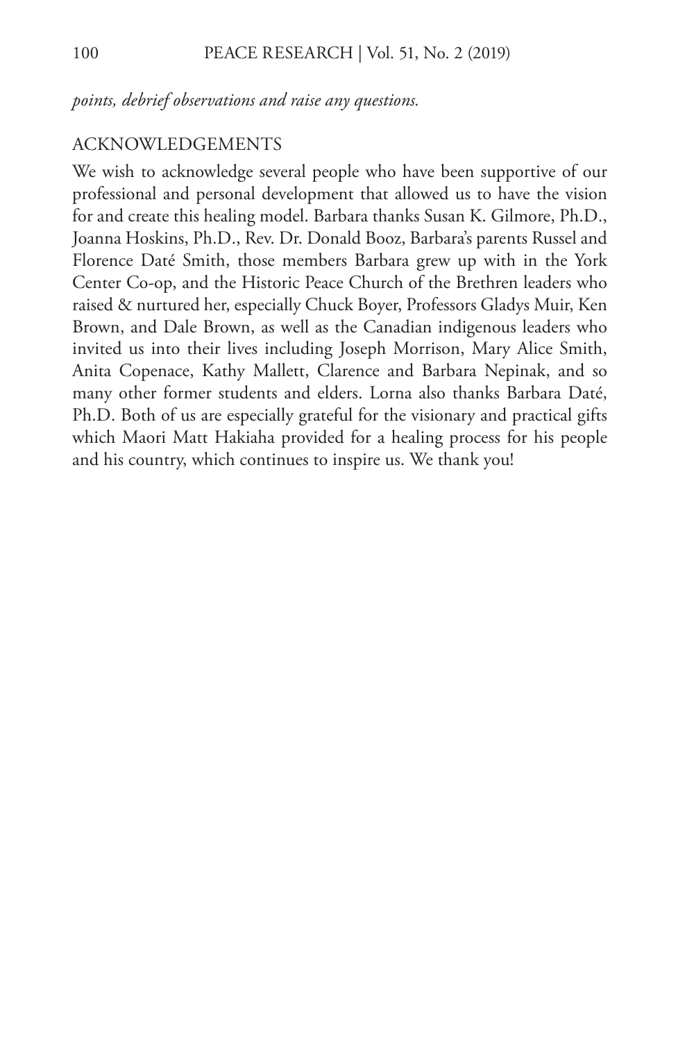*points, debrief observations and raise any questions.*

## ACKNOWLEDGEMENTS

We wish to acknowledge several people who have been supportive of our professional and personal development that allowed us to have the vision for and create this healing model. Barbara thanks Susan K. Gilmore, Ph.D., Joanna Hoskins, Ph.D., Rev. Dr. Donald Booz, Barbara's parents Russel and Florence Daté Smith, those members Barbara grew up with in the York Center Co-op, and the Historic Peace Church of the Brethren leaders who raised & nurtured her, especially Chuck Boyer, Professors Gladys Muir, Ken Brown, and Dale Brown, as well as the Canadian indigenous leaders who invited us into their lives including Joseph Morrison, Mary Alice Smith, Anita Copenace, Kathy Mallett, Clarence and Barbara Nepinak, and so many other former students and elders. Lorna also thanks Barbara Daté, Ph.D. Both of us are especially grateful for the visionary and practical gifts which Maori Matt Hakiaha provided for a healing process for his people and his country, which continues to inspire us. We thank you!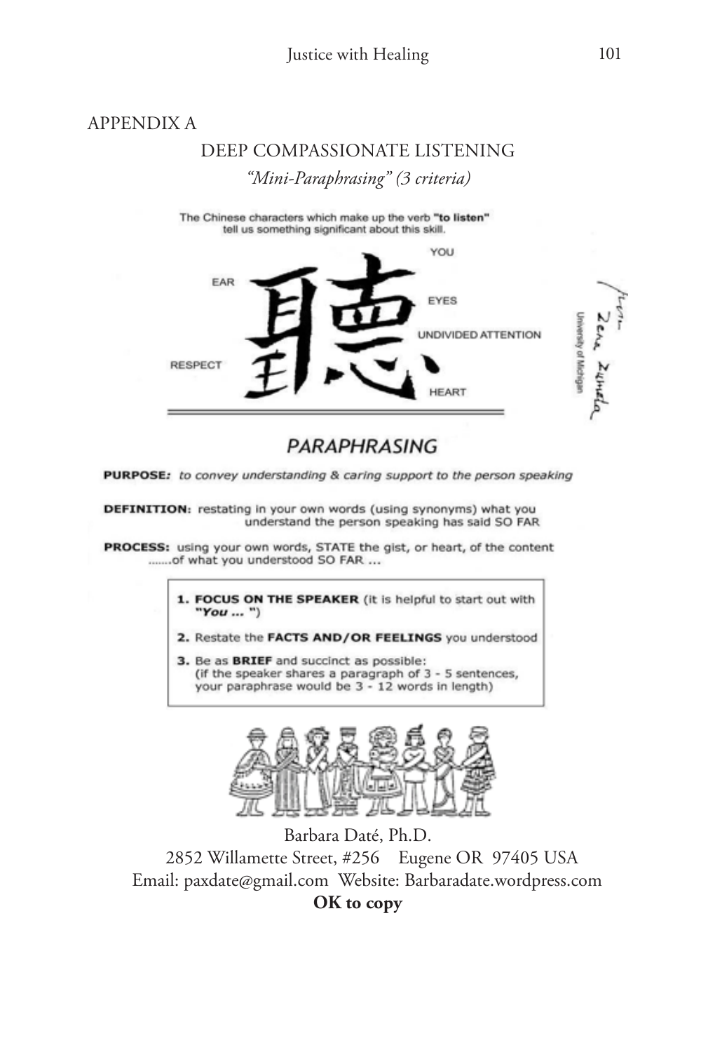APPENDIX A

## DEEP COMPASSIONATE LISTENING

*"Mini-Paraphrasing" (3 criteria)*

The Chinese characters which make up the verb **"to listen"** tell us something significant about this skill.

聽

EAR — YOU — EYES — UNDIVIDED ATTENTION — RESPECT — HEART

from Zena Zumeta, University of Michigan

## *PARAPHRASING*

**PURPOSE:** *to convey understanding & caring support to the person speaking*

**DEFINITION:** restating in your own words (using synonyms) what you understand the person speaking has said SO FAR

**PROCESS:** using your own words, STATE the gist, or heart, of the content .......of what you understood SO FAR ...

1. **FOCUS ON THE SPEAKER** (it is helpful to start out with ***"You ... "***)
2. Restate the **FACTS AND/OR FEELINGS** you understood
3. Be as **BRIEF** and succinct as possible: (if the speaker shares a paragraph of 3 - 5 sentences, your paraphrase would be 3 - 12 words in length)

Barbara Daté, Ph.D.
2852 Willamette Street, #256 Eugene OR 97405 USA
Email: paxdate@gmail.com Website: Barbaradate.wordpress.com
**OK to copy**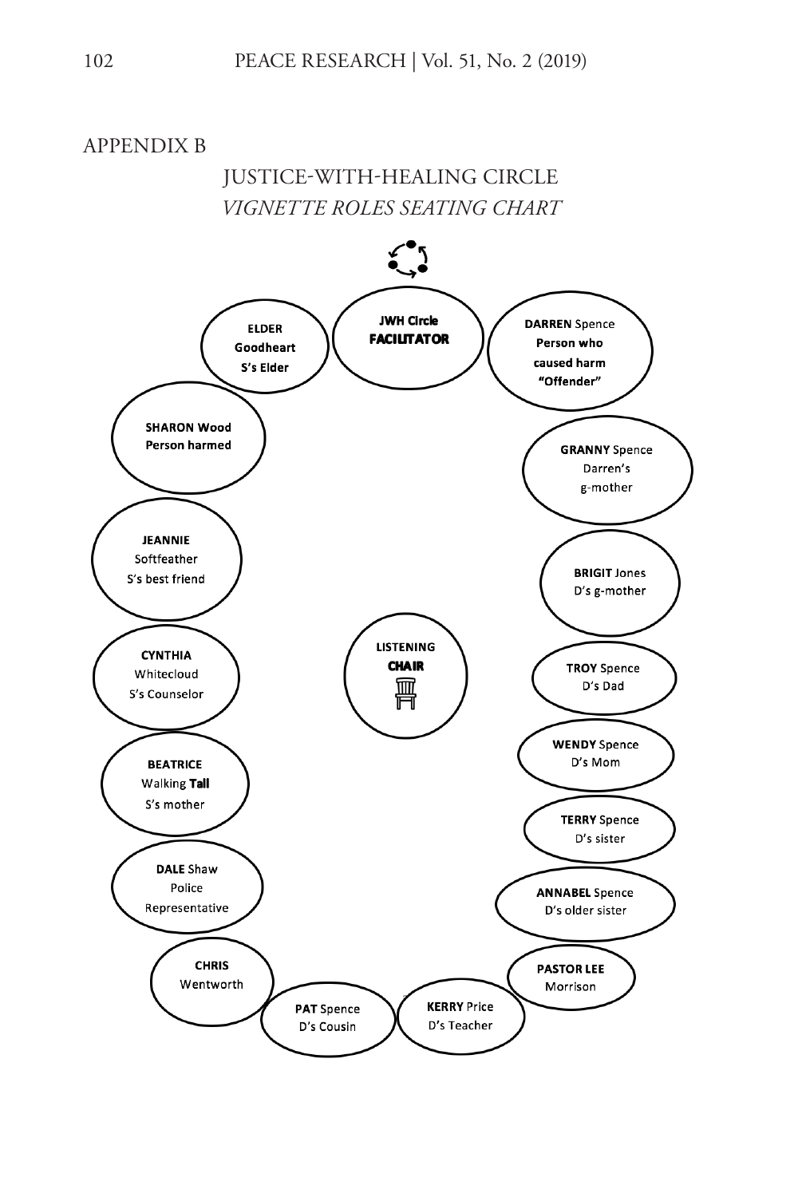## APPENDIX B

### JUSTICE-WITH-HEALING CIRCLE
*VIGNETTE ROLES SEATING CHART*

**JWH Circle FACILITATOR**

**DARREN** Spence
**Person who caused harm "Offender"**

**GRANNY** Spence
Darren's g-mother

**BRIGIT** Jones
D's g-mother

**TROY** Spence
D's Dad

**WENDY** Spence
D's Mom

**TERRY** Spence
D's sister

**ANNABEL** Spence
D's older sister

**PASTOR LEE**
Morrison

**KERRY** Price
D's Teacher

**PAT** Spence
D's Cousin

**CHRIS**
Wentworth

**DALE** Shaw
Police Representative

**BEATRICE**
Walking **Tall**
S's mother

**CYNTHIA**
Whitecloud
S's Counselor

**JEANNIE**
Softfeather
S's best friend

**SHARON Wood**
**Person harmed**

**ELDER**
**Goodheart**
**S's Elder**

**LISTENING CHAIR**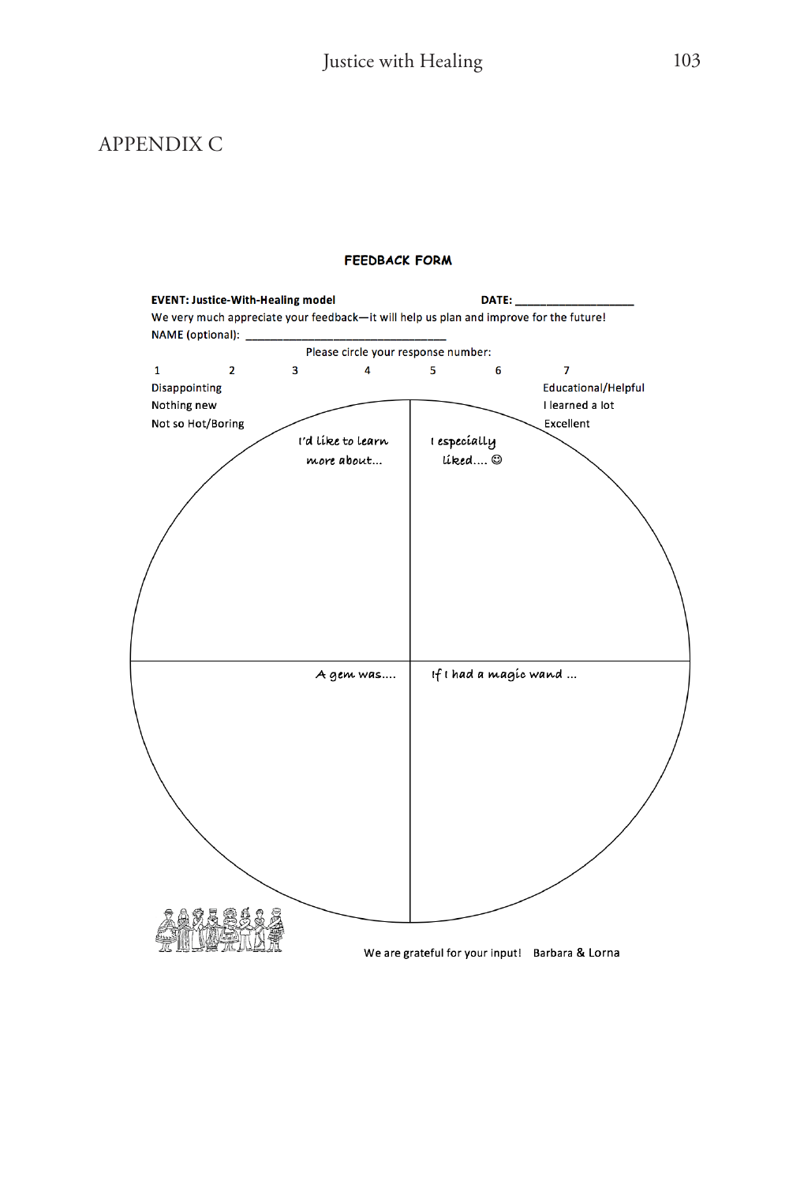# APPENDIX C

**FEEDBACK FORM**

**EVENT: Justice-With-Healing model** **DATE: \_\_\_\_\_\_\_\_\_\_\_\_\_\_\_\_\_\_**

We very much appreciate your feedback—it will help us plan and improve for the future!

NAME (optional): \_\_\_\_\_\_\_\_\_\_\_\_\_\_\_\_\_\_\_\_\_\_\_\_\_\_\_\_\_\_

Please circle your response number:

| 1 | 2 | 3 | 4 | 5 | 6 | 7 |
|---|---|---|---|---|---|---|
| Disappointing<br>Nothing new<br>Not so Hot/Boring | | | | | | Educational/Helpful<br>I learned a lot<br>Excellent |

I'd like to learn more about...

I especially liked.... ☺

A gem was....

If I had a magic wand ...

We are grateful for your input! Barbara & Lorna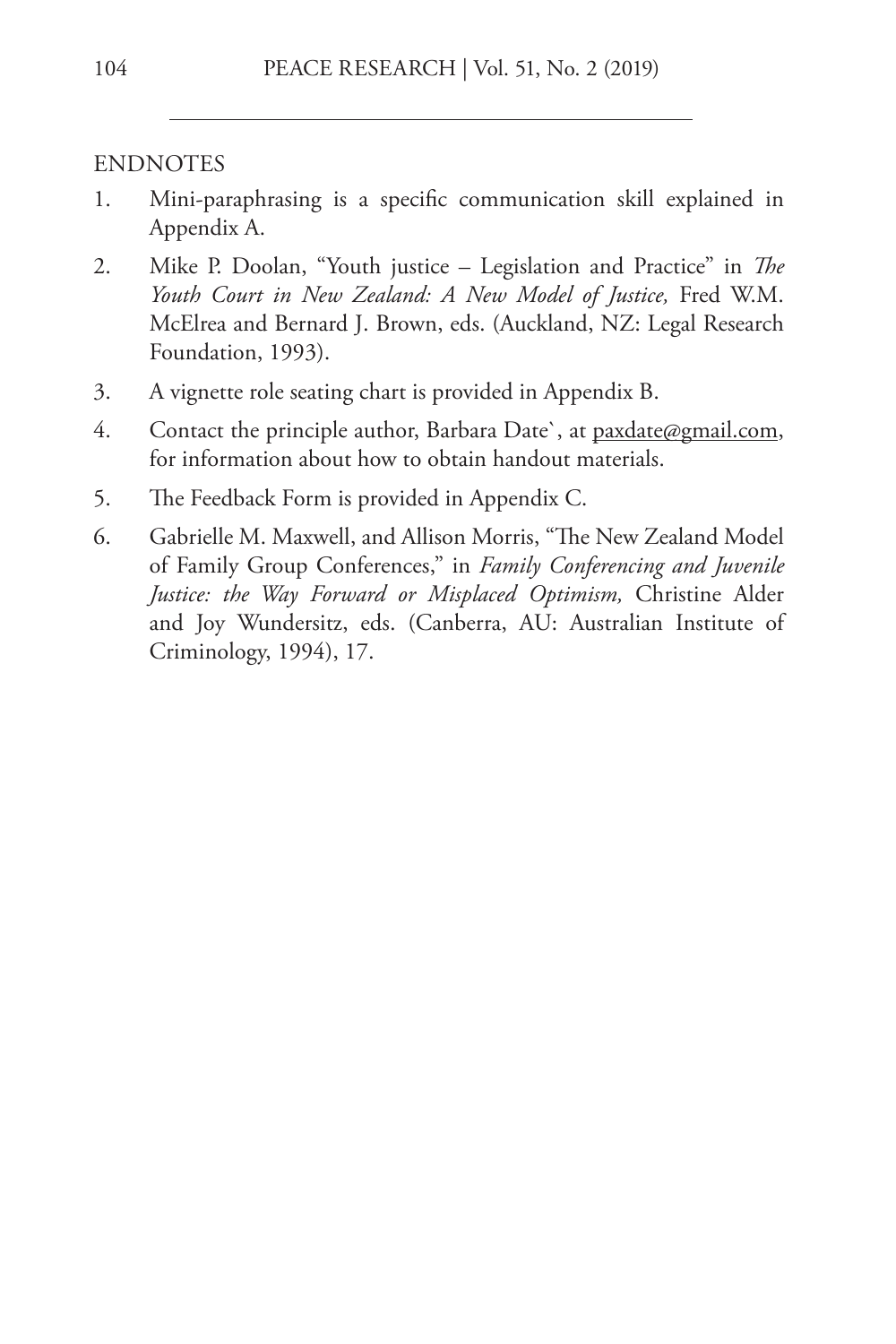## ENDNOTES

1. Mini-paraphrasing is a specific communication skill explained in Appendix A.
2. Mike P. Doolan, "Youth justice – Legislation and Practice" in *The Youth Court in New Zealand: A New Model of Justice,* Fred W.M. McElrea and Bernard J. Brown, eds. (Auckland, NZ: Legal Research Foundation, 1993).
3. A vignette role seating chart is provided in Appendix B.
4. Contact the principle author, Barbara Date`, at paxdate@gmail.com, for information about how to obtain handout materials.
5. The Feedback Form is provided in Appendix C.
6. Gabrielle M. Maxwell, and Allison Morris, "The New Zealand Model of Family Group Conferences," in *Family Conferencing and Juvenile Justice: the Way Forward or Misplaced Optimism,* Christine Alder and Joy Wundersitz, eds. (Canberra, AU: Australian Institute of Criminology, 1994), 17.